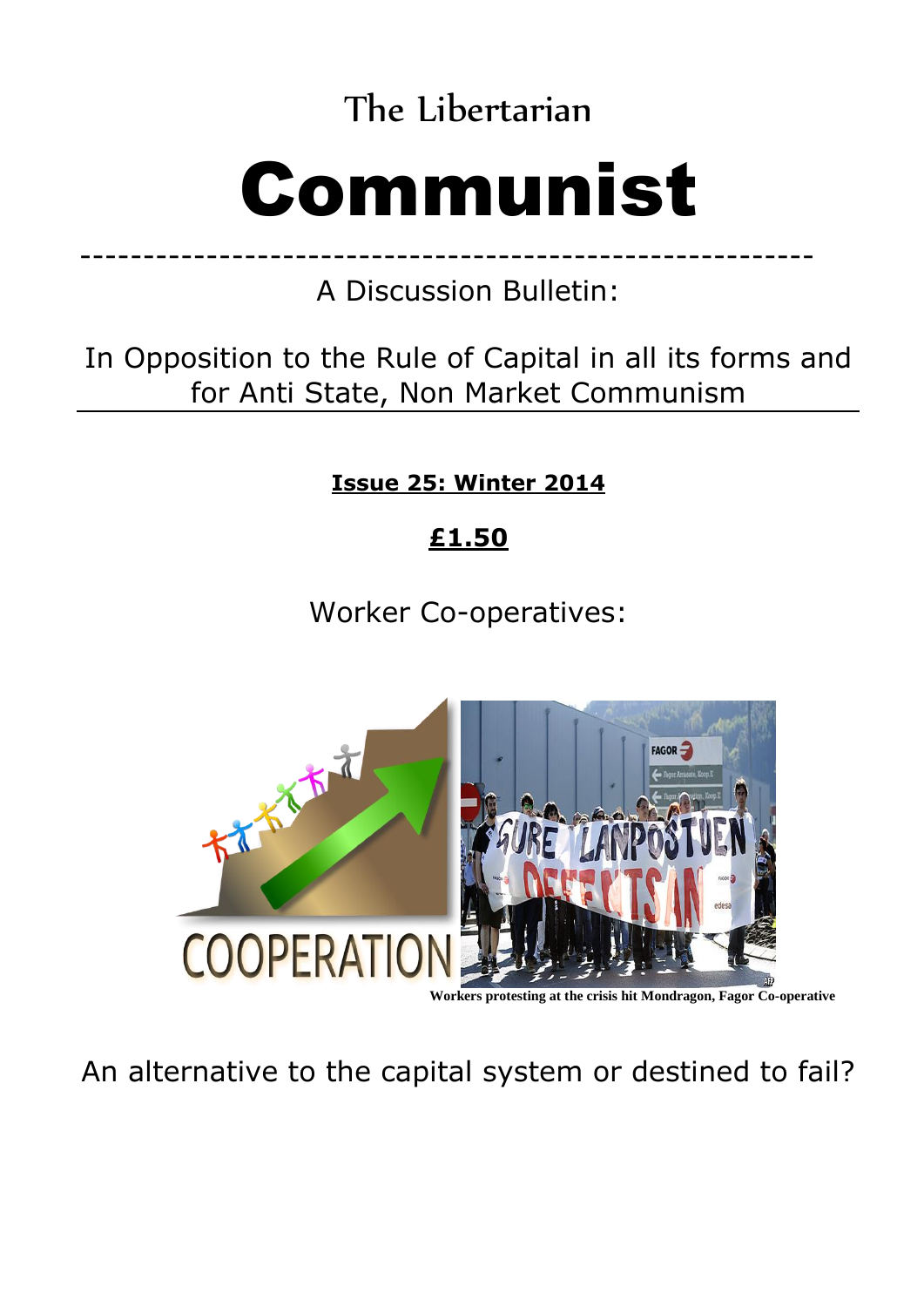The Libertarian

# Communist

A Discussion Bulletin:

In Opposition to the Rule of Capital in all its forms and for Anti State, Non Market Communism

**Issue 25: Winter 2014**

**£1.50**

Worker Co-operatives:

Workers protesting at the crisis hit Mondragon, Fagor Co-operative

An alternative to the capital system or destined to fail?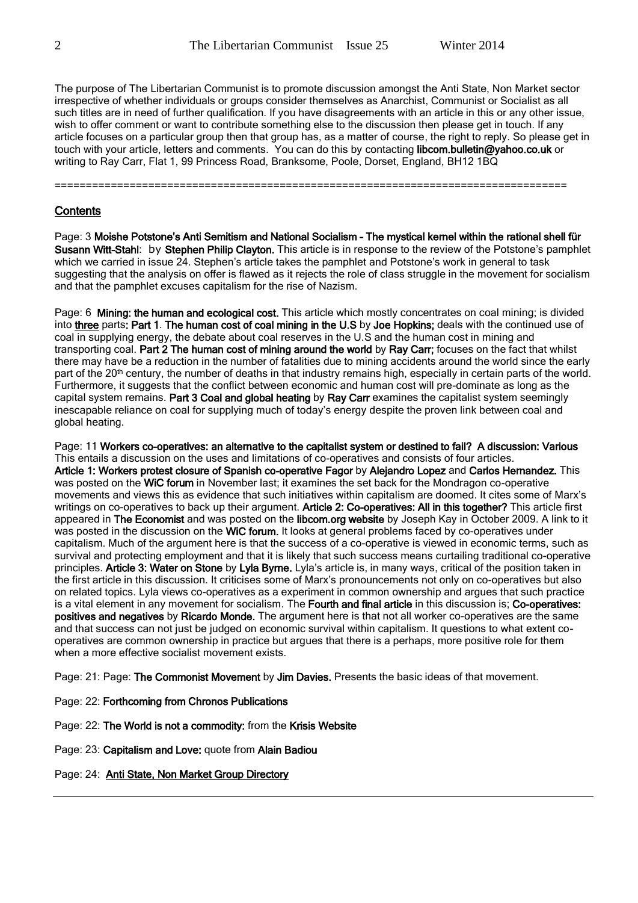The purpose of The Libertarian Communist is to promote discussion amongst the Anti State, Non Market sector irrespective of whether individuals or groups consider themselves as Anarchist, Communist or Socialist as all such titles are in need of further qualification. If you have disagreements with an article in this or any other issue, wish to offer comment or want to contribute something else to the discussion then please get in touch. If any article focuses on a particular group then that group has, as a matter of course, the right to reply. So please get in touch with your article, letters and comments. You can do this by contacting **libcom.bulletin@yahoo.co.uk** or writing to Ray Carr, Flat 1, 99 Princess Road, Branksome, Poole, Dorset, England, BH12 1BQ

================================================================================

## Contents

Page: 3 **Moishe Potstone's Anti Semitism and National Socialism – The mystical kernel within the rational shell für Susann Witt-Stahl**: by **Stephen Philip Clayton.** This article is in response to the review of the Potstone's pamphlet which we carried in issue 24. Stephen's article takes the pamphlet and Potstone's work in general to task suggesting that the analysis on offer is flawed as it rejects the role of class struggle in the movement for socialism and that the pamphlet excuses capitalism for the rise of Nazism.

Page: 6 **Mining: the human and ecological cost.** This article which mostly concentrates on coal mining; is divided into **three** parts**: Part 1**. **The human cost of coal mining in the U.S** by **Joe Hopkins;** deals with the continued use of coal in supplying energy, the debate about coal reserves in the U.S and the human cost in mining and transporting coal. **Part 2 The human cost of mining around the world** by **Ray Carr;** focuses on the fact that whilst there may have be a reduction in the number of fatalities due to mining accidents around the world since the early part of the 20th century, the number of deaths in that industry remains high, especially in certain parts of the world. Furthermore, it suggests that the conflict between economic and human cost will pre-dominate as long as the capital system remains. **Part 3 Coal and global heating** by **Ray Carr** examines the capitalist system seemingly inescapable reliance on coal for supplying much of today's energy despite the proven link between coal and global heating.

Page: 11 **Workers co-operatives: an alternative to the capitalist system or destined to fail? A discussion: Various** This entails a discussion on the uses and limitations of co-operatives and consists of four articles.
**Article 1: Workers protest closure of Spanish co-operative Fagor** by **Alejandro Lopez** and **Carlos Hernandez.** This was posted on the **WiC forum** in November last; it examines the set back for the Mondragon co-operative movements and views this as evidence that such initiatives within capitalism are doomed. It cites some of Marx's writings on co-operatives to back up their argument. **Article 2: Co-operatives: All in this together?** This article first appeared in **The Economist** and was posted on the **libcom.org website** by Joseph Kay in October 2009. A link to it was posted in the discussion on the **WiC forum.** It looks at general problems faced by co-operatives under capitalism. Much of the argument here is that the success of a co-operative is viewed in economic terms, such as survival and protecting employment and that it is likely that such success means curtailing traditional co-operative principles. **Article 3: Water on Stone** by **Lyla Byrne.** Lyla's article is, in many ways, critical of the position taken in the first article in this discussion. It criticises some of Marx's pronouncements not only on co-operatives but also on related topics. Lyla views co-operatives as a experiment in common ownership and argues that such practice is a vital element in any movement for socialism. The **Fourth and final article** in this discussion is; **Co-operatives: positives and negatives** by **Ricardo Monde.** The argument here is that not all worker co-operatives are the same and that success can not just be judged on economic survival within capitalism. It questions to what extent co-operatives are common ownership in practice but argues that there is a perhaps, more positive role for them when a more effective socialist movement exists.

Page: 21: Page: **The Commonist Movement** by **Jim Davies.** Presents the basic ideas of that movement.

Page: 22: **Forthcoming from Chronos Publications**

Page: 22: **The World is not a commodity:** from the **Krisis Website**

Page: 23: **Capitalism and Love:** quote from **Alain Badiou**

Page: 24: **Anti State, Non Market Group Directory**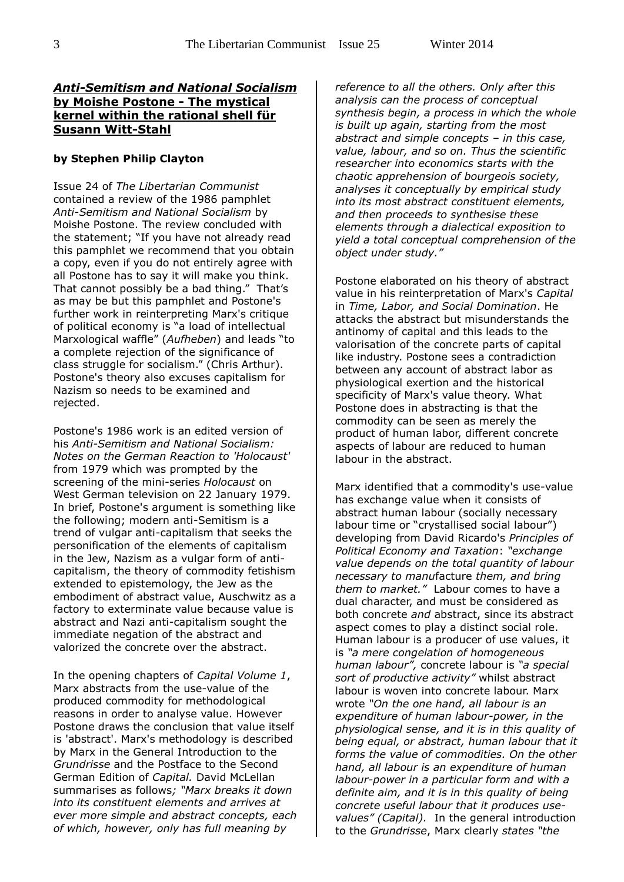## ***Anti-Semitism and National Socialism* by Moishe Postone - The mystical kernel within the rational shell für Susann Witt-Stahl**

**by Stephen Philip Clayton**

Issue 24 of *The Libertarian Communist* contained a review of the 1986 pamphlet *Anti-Semitism and National Socialism* by Moishe Postone. The review concluded with the statement; "If you have not already read this pamphlet we recommend that you obtain a copy, even if you do not entirely agree with all Postone has to say it will make you think. That cannot possibly be a bad thing." That's as may be but this pamphlet and Postone's further work in reinterpreting Marx's critique of political economy is "a load of intellectual Marxological waffle" (*Aufheben*) and leads "to a complete rejection of the significance of class struggle for socialism." (Chris Arthur). Postone's theory also excuses capitalism for Nazism so needs to be examined and rejected.

Postone's 1986 work is an edited version of his *Anti-Semitism and National Socialism: Notes on the German Reaction to 'Holocaust'* from 1979 which was prompted by the screening of the mini-series *Holocaust* on West German television on 22 January 1979. In brief, Postone's argument is something like the following; modern anti-Semitism is a trend of vulgar anti-capitalism that seeks the personification of the elements of capitalism in the Jew, Nazism as a vulgar form of anti-capitalism, the theory of commodity fetishism extended to epistemology, the Jew as the embodiment of abstract value, Auschwitz as a factory to exterminate value because value is abstract and Nazi anti-capitalism sought the immediate negation of the abstract and valorized the concrete over the abstract.

In the opening chapters of *Capital Volume 1*, Marx abstracts from the use-value of the produced commodity for methodological reasons in order to analyse value. However Postone draws the conclusion that value itself is 'abstract'. Marx's methodology is described by Marx in the General Introduction to the *Grundrisse* and the Postface to the Second German Edition of *Capital.* David McLellan summarises as follows; *"Marx breaks it down into its constituent elements and arrives at ever more simple and abstract concepts, each of which, however, only has full meaning by reference to all the others. Only after this analysis can the process of conceptual synthesis begin, a process in which the whole is built up again, starting from the most abstract and simple concepts – in this case, value, labour, and so on. Thus the scientific researcher into economics starts with the chaotic apprehension of bourgeois society, analyses it conceptually by empirical study into its most abstract constituent elements, and then proceeds to synthesise these elements through a dialectical exposition to yield a total conceptual comprehension of the object under study."*

Postone elaborated on his theory of abstract value in his reinterpretation of Marx's *Capital* in *Time, Labor, and Social Domination*. He attacks the abstract but misunderstands the antinomy of capital and this leads to the valorisation of the concrete parts of capital like industry. Postone sees a contradiction between any account of abstract labor as physiological exertion and the historical specificity of Marx's value theory. What Postone does in abstracting is that the commodity can be seen as merely the product of human labor, different concrete aspects of labour are reduced to human labour in the abstract.

Marx identified that a commodity's use-value has exchange value when it consists of abstract human labour (socially necessary labour time or "crystallised social labour") developing from David Ricardo's *Principles of Political Economy and Taxation*: *"exchange value depends on the total quantity of labour necessary to manu*facture *them, and bring them to market."* Labour comes to have a dual character, and must be considered as both concrete *and* abstract, since its abstract aspect comes to play a distinct social role. Human labour is a producer of use values, it is *"a mere congelation of homogeneous human labour",* concrete labour is *"a special sort of productive activity"* whilst abstract labour is woven into concrete labour. Marx wrote *"On the one hand, all labour is an expenditure of human labour-power, in the physiological sense, and it is in this quality of being equal, or abstract, human labour that it forms the value of commodities. On the other hand, all labour is an expenditure of human labour-power in a particular form and with a definite aim, and it is in this quality of being concrete useful labour that it produces use-values" (Capital).* In the general introduction to the *Grundrisse*, Marx clearly *states "the*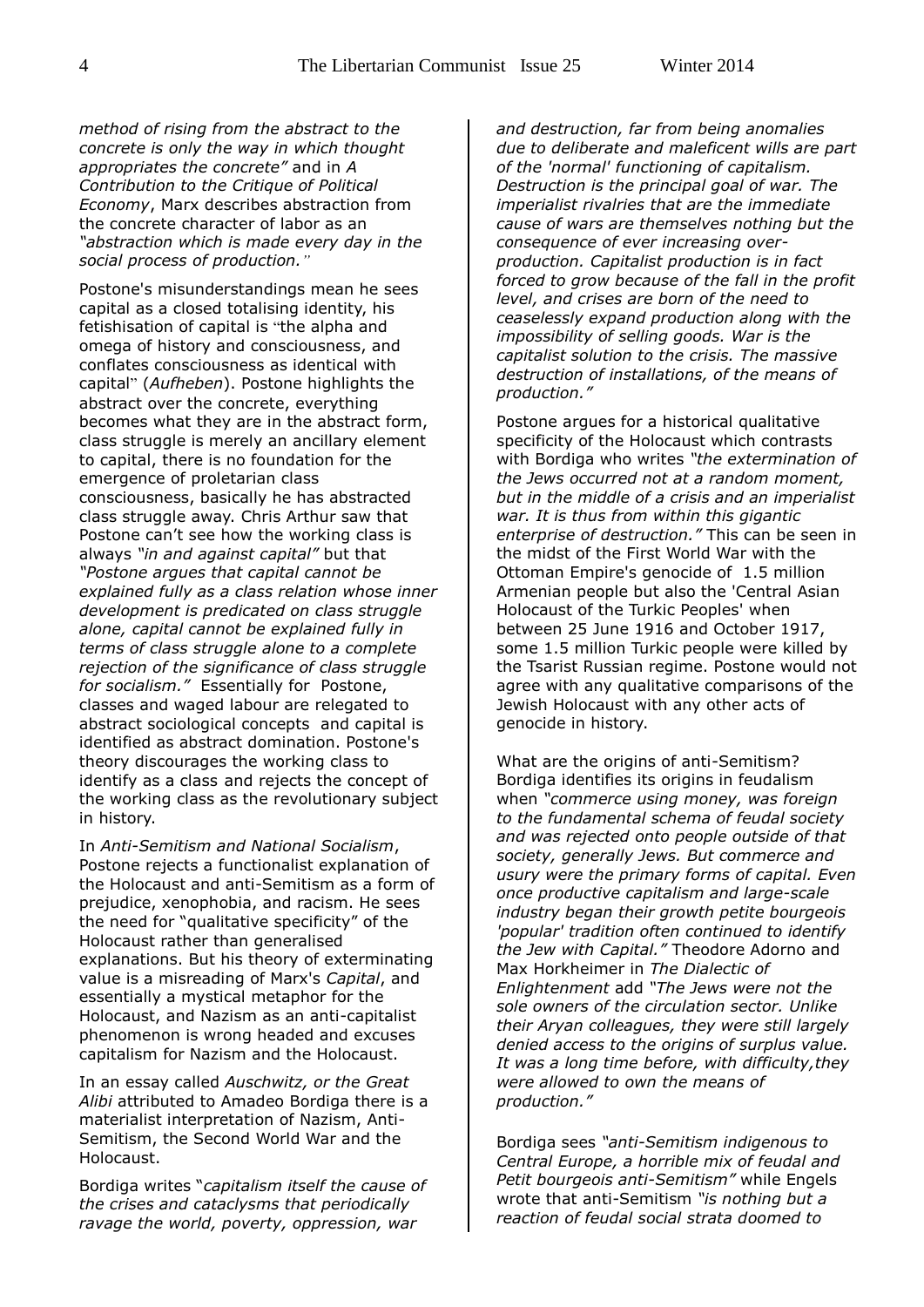*method of rising from the abstract to the concrete is only the way in which thought appropriates the concrete"* and in *A Contribution to the Critique of Political Economy*, Marx describes abstraction from the concrete character of labor as an *"abstraction which is made every day in the social process of production."*

Postone's misunderstandings mean he sees capital as a closed totalising identity, his fetishisation of capital is "the alpha and omega of history and consciousness, and conflates consciousness as identical with capital" (*Aufheben*). Postone highlights the abstract over the concrete, everything becomes what they are in the abstract form, class struggle is merely an ancillary element to capital, there is no foundation for the emergence of proletarian class consciousness, basically he has abstracted class struggle away. Chris Arthur saw that Postone can't see how the working class is always *"in and against capital"* but that *"Postone argues that capital cannot be explained fully as a class relation whose inner development is predicated on class struggle alone, capital cannot be explained fully in terms of class struggle alone to a complete rejection of the significance of class struggle for socialism."* Essentially for Postone, classes and waged labour are relegated to abstract sociological concepts and capital is identified as abstract domination. Postone's theory discourages the working class to identify as a class and rejects the concept of the working class as the revolutionary subject in history.

In *Anti-Semitism and National Socialism*, Postone rejects a functionalist explanation of the Holocaust and anti-Semitism as a form of prejudice, xenophobia, and racism. He sees the need for "qualitative specificity" of the Holocaust rather than generalised explanations. But his theory of exterminating value is a misreading of Marx's *Capital*, and essentially a mystical metaphor for the Holocaust, and Nazism as an anti-capitalist phenomenon is wrong headed and excuses capitalism for Nazism and the Holocaust.

In an essay called *Auschwitz, or the Great Alibi* attributed to Amadeo Bordiga there is a materialist interpretation of Nazism, Anti-Semitism, the Second World War and the Holocaust.

Bordiga writes "*capitalism itself the cause of the crises and cataclysms that periodically ravage the world, poverty, oppression, war and destruction, far from being anomalies due to deliberate and maleficent wills are part of the 'normal' functioning of capitalism. Destruction is the principal goal of war. The imperialist rivalries that are the immediate cause of wars are themselves nothing but the consequence of ever increasing over-production. Capitalist production is in fact forced to grow because of the fall in the profit level, and crises are born of the need to ceaselessly expand production along with the impossibility of selling goods. War is the capitalist solution to the crisis. The massive destruction of installations, of the means of production."*

Postone argues for a historical qualitative specificity of the Holocaust which contrasts with Bordiga who writes *"the extermination of the Jews occurred not at a random moment, but in the middle of a crisis and an imperialist war. It is thus from within this gigantic enterprise of destruction."* This can be seen in the midst of the First World War with the Ottoman Empire's genocide of 1.5 million Armenian people but also the 'Central Asian Holocaust of the Turkic Peoples' when between 25 June 1916 and October 1917, some 1.5 million Turkic people were killed by the Tsarist Russian regime. Postone would not agree with any qualitative comparisons of the Jewish Holocaust with any other acts of genocide in history.

What are the origins of anti-Semitism? Bordiga identifies its origins in feudalism when *"commerce using money, was foreign to the fundamental schema of feudal society and was rejected onto people outside of that society, generally Jews. But commerce and usury were the primary forms of capital. Even once productive capitalism and large-scale industry began their growth petite bourgeois 'popular' tradition often continued to identify the Jew with Capital."* Theodore Adorno and Max Horkheimer in *The Dialectic of Enlightenment* add *"The Jews were not the sole owners of the circulation sector. Unlike their Aryan colleagues, they were still largely denied access to the origins of surplus value. It was a long time before, with difficulty,they were allowed to own the means of production."*

Bordiga sees *"anti-Semitism indigenous to Central Europe, a horrible mix of feudal and Petit bourgeois anti-Semitism"* while Engels wrote that anti-Semitism *"is nothing but a reaction of feudal social strata doomed to*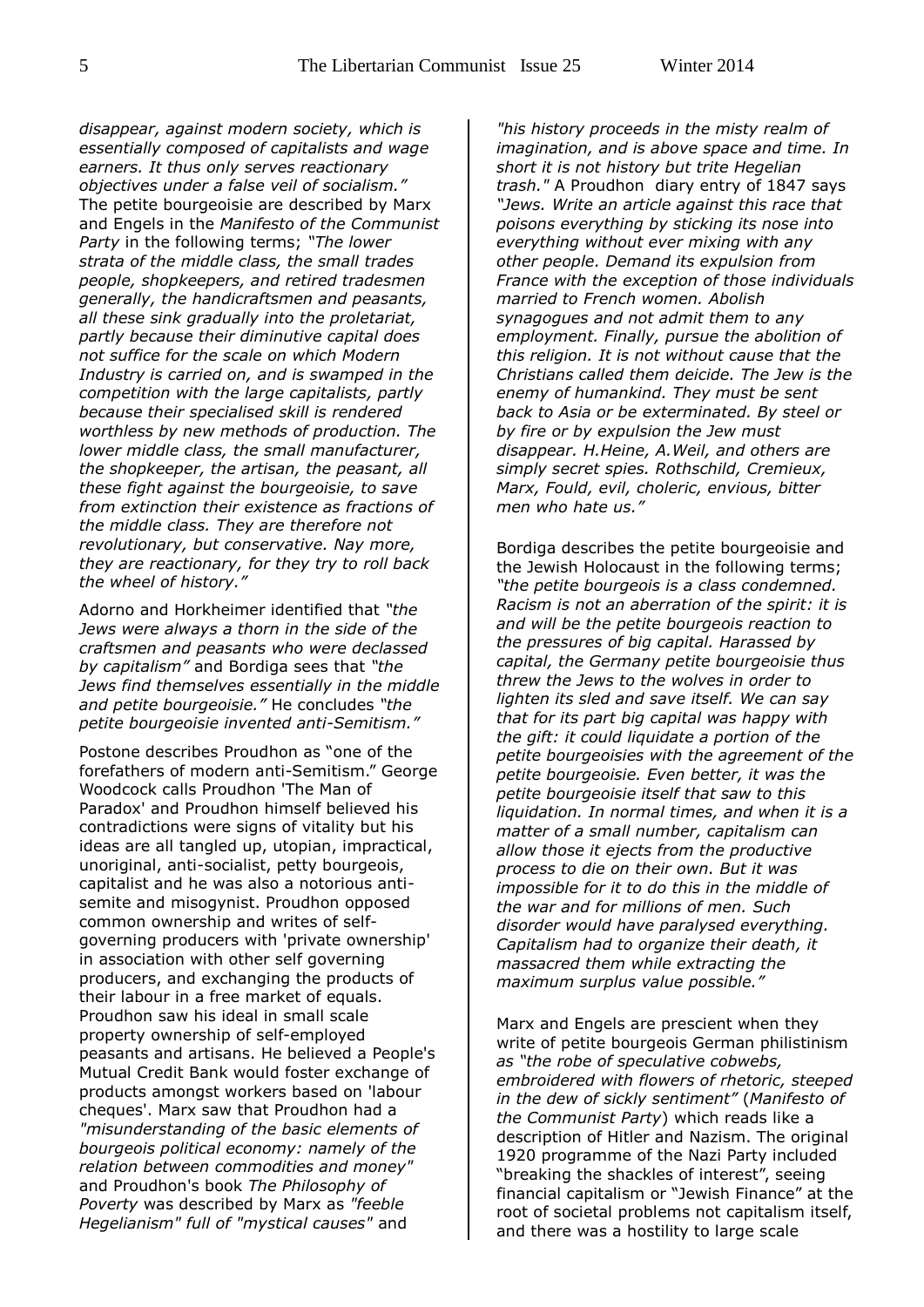*disappear, against modern society, which is essentially composed of capitalists and wage earners. It thus only serves reactionary objectives under a false veil of socialism."* The petite bourgeoisie are described by Marx and Engels in the *Manifesto of the Communist Party* in the following terms; *"The lower strata of the middle class, the small trades people, shopkeepers, and retired tradesmen generally, the handicraftsmen and peasants, all these sink gradually into the proletariat, partly because their diminutive capital does not suffice for the scale on which Modern Industry is carried on, and is swamped in the competition with the large capitalists, partly because their specialised skill is rendered worthless by new methods of production. The lower middle class, the small manufacturer, the shopkeeper, the artisan, the peasant, all these fight against the bourgeoisie, to save from extinction their existence as fractions of the middle class. They are therefore not revolutionary, but conservative. Nay more, they are reactionary, for they try to roll back the wheel of history."*

Adorno and Horkheimer identified that *"the Jews were always a thorn in the side of the craftsmen and peasants who were declassed by capitalism"* and Bordiga sees that *"the Jews find themselves essentially in the middle and petite bourgeoisie."* He concludes *"the petite bourgeoisie invented anti-Semitism."*

Postone describes Proudhon as "one of the forefathers of modern anti-Semitism." George Woodcock calls Proudhon 'The Man of Paradox' and Proudhon himself believed his contradictions were signs of vitality but his ideas are all tangled up, utopian, impractical, unoriginal, anti-socialist, petty bourgeois, capitalist and he was also a notorious anti-semite and misogynist. Proudhon opposed common ownership and writes of self-governing producers with 'private ownership' in association with other self governing producers, and exchanging the products of their labour in a free market of equals. Proudhon saw his ideal in small scale property ownership of self-employed peasants and artisans. He believed a People's Mutual Credit Bank would foster exchange of products amongst workers based on 'labour cheques'. Marx saw that Proudhon had a *"misunderstanding of the basic elements of bourgeois political economy: namely of the relation between commodities and money"* and Proudhon's book *The Philosophy of Poverty* was described by Marx as *"feeble Hegelianism" full of "mystical causes"* and *"his history proceeds in the misty realm of imagination, and is above space and time. In short it is not history but trite Hegelian trash."* A Proudhon diary entry of 1847 says *"Jews. Write an article against this race that poisons everything by sticking its nose into everything without ever mixing with any other people. Demand its expulsion from France with the exception of those individuals married to French women. Abolish synagogues and not admit them to any employment. Finally, pursue the abolition of this religion. It is not without cause that the Christians called them deicide. The Jew is the enemy of humankind. They must be sent back to Asia or be exterminated. By steel or by fire or by expulsion the Jew must disappear. H.Heine, A.Weil, and others are simply secret spies. Rothschild, Cremieux, Marx, Fould, evil, choleric, envious, bitter men who hate us."*

Bordiga describes the petite bourgeoisie and the Jewish Holocaust in the following terms; *"the petite bourgeois is a class condemned. Racism is not an aberration of the spirit: it is and will be the petite bourgeois reaction to the pressures of big capital. Harassed by capital, the Germany petite bourgeoisie thus threw the Jews to the wolves in order to lighten its sled and save itself. We can say that for its part big capital was happy with the gift: it could liquidate a portion of the petite bourgeoisies with the agreement of the petite bourgeoisie. Even better, it was the petite bourgeoisie itself that saw to this liquidation. In normal times, and when it is a matter of a small number, capitalism can allow those it ejects from the productive process to die on their own. But it was impossible for it to do this in the middle of the war and for millions of men. Such disorder would have paralysed everything. Capitalism had to organize their death, it massacred them while extracting the maximum surplus value possible."*

Marx and Engels are prescient when they write of petite bourgeois German philistinism as *"the robe of speculative cobwebs, embroidered with flowers of rhetoric, steeped in the dew of sickly sentiment"* (*Manifesto of the Communist Party*) which reads like a description of Hitler and Nazism. The original 1920 programme of the Nazi Party included "breaking the shackles of interest", seeing financial capitalism or "Jewish Finance" at the root of societal problems not capitalism itself, and there was a hostility to large scale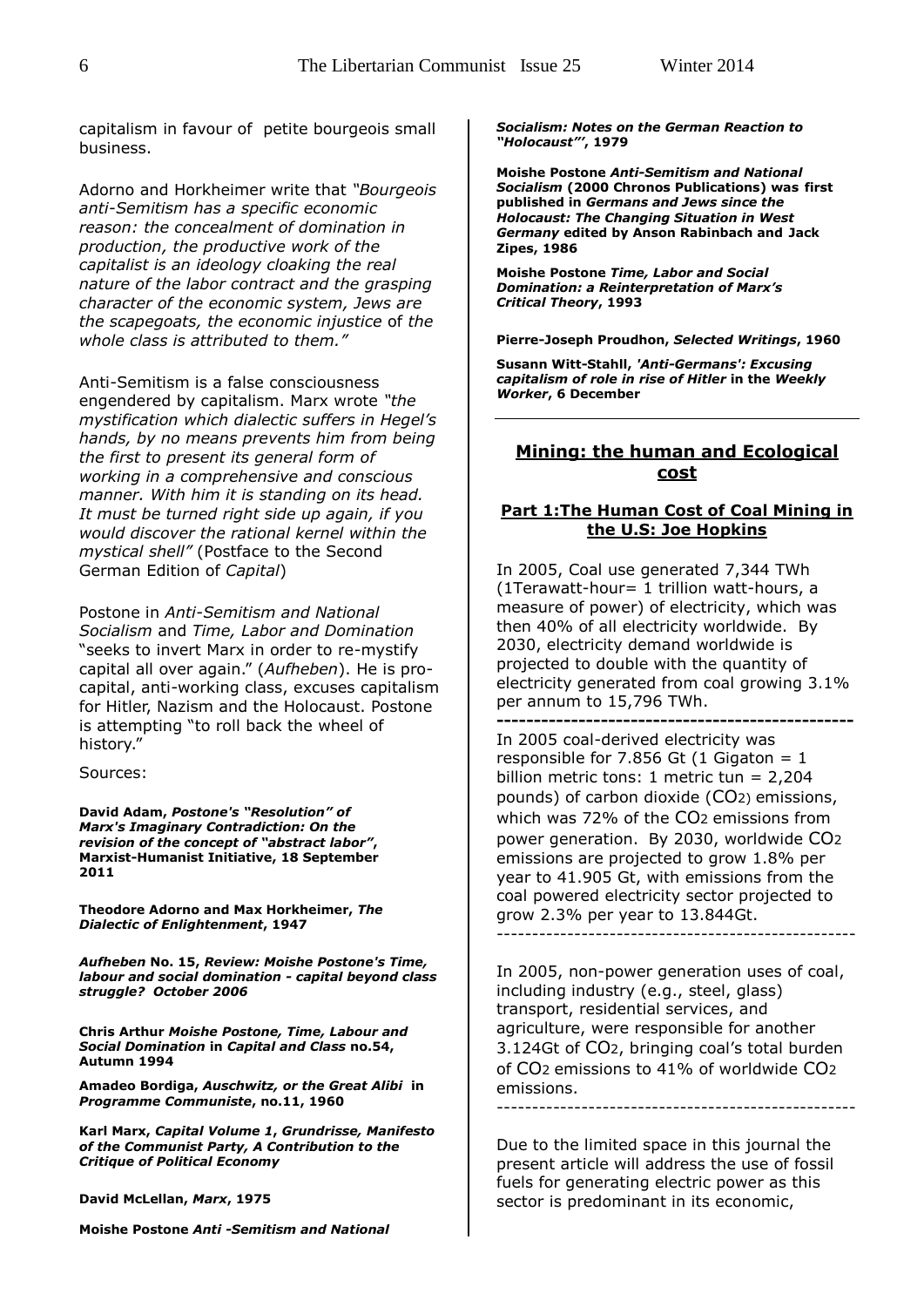capitalism in favour of petite bourgeois small business.

Adorno and Horkheimer write that *"Bourgeois anti-Semitism has a specific economic reason: the concealment of domination in production, the productive work of the capitalist is an ideology cloaking the real nature of the labor contract and the grasping character of the economic system, Jews are the scapegoats, the economic injustice* of *the whole class is attributed to them."*

Anti-Semitism is a false consciousness engendered by capitalism. Marx wrote *"the mystification which dialectic suffers in Hegel's hands, by no means prevents him from being the first to present its general form of working in a comprehensive and conscious manner. With him it is standing on its head. It must be turned right side up again, if you would discover the rational kernel within the mystical shell"* (Postface to the Second German Edition of *Capital*)

Postone in *Anti-Semitism and National Socialism* and *Time, Labor and Domination* "seeks to invert Marx in order to re-mystify capital all over again." (*Aufheben*). He is pro-capital, anti-working class, excuses capitalism for Hitler, Nazism and the Holocaust. Postone is attempting "to roll back the wheel of history."

Sources:

**David Adam, *Postone's "Resolution" of Marx's Imaginary Contradiction: On the revision of the concept of "abstract labor"*, Marxist-Humanist Initiative, 18 September 2011**

**Theodore Adorno and Max Horkheimer, *The Dialectic of Enlightenment*, 1947**

***Aufheben* No. 15, *Review: Moishe Postone's Time, labour and social domination - capital beyond class struggle? October 2006***

**Chris Arthur *Moishe Postone, Time, Labour and Social Domination* in *Capital and Class* no.54, Autumn 1994**

**Amadeo Bordiga, *Auschwitz, or the Great Alibi* in *Programme Communiste*, no.11, 1960**

**Karl Marx, *Capital Volume 1, Grundrisse, Manifesto of the Communist Party, A Contribution to the Critique of Political Economy***

**David McLellan, *Marx*, 1975**

**Moishe Postone *Anti -Semitism and National Socialism: Notes on the German Reaction to "Holocaust"'*, 1979**

**Moishe Postone *Anti-Semitism and National Socialism* (2000 Chronos Publications) was first published in *Germans and Jews since the Holocaust: The Changing Situation in West Germany* edited by Anson Rabinbach and Jack Zipes, 1986**

**Moishe Postone *Time, Labor and Social Domination: a Reinterpretation of Marx's Critical Theory*, 1993**

**Pierre-Joseph Proudhon, *Selected Writings*, 1960**

**Susann Witt-Stahll, *'Anti-Germans': Excusing capitalism of role in rise of Hitler* in the *Weekly Worker*, 6 December**

---

## Mining: the human and Ecological cost

### Part 1:The Human Cost of Coal Mining in the U.S: Joe Hopkins

In 2005, Coal use generated 7,344 TWh (1Terawatt-hour= 1 trillion watt-hours, a measure of power) of electricity, which was then 40% of all electricity worldwide. By 2030, electricity demand worldwide is projected to double with the quantity of electricity generated from coal growing 3.1% per annum to 15,796 TWh.

---

In 2005 coal-derived electricity was responsible for 7.856 Gt (1 Gigaton = 1 billion metric tons: 1 metric tun = 2,204 pounds) of carbon dioxide ($CO_2$) emissions, which was 72% of the $CO_2$ emissions from power generation. By 2030, worldwide $CO_2$ emissions are projected to grow 1.8% per year to 41.905 Gt, with emissions from the coal powered electricity sector projected to grow 2.3% per year to 13.844Gt.

---

In 2005, non-power generation uses of coal, including industry (e.g., steel, glass) transport, residential services, and agriculture, were responsible for another 3.124Gt of $CO_2$, bringing coal's total burden of $CO_2$ emissions to 41% of worldwide $CO_2$ emissions.

---

Due to the limited space in this journal the present article will address the use of fossil fuels for generating electric power as this sector is predominant in its economic,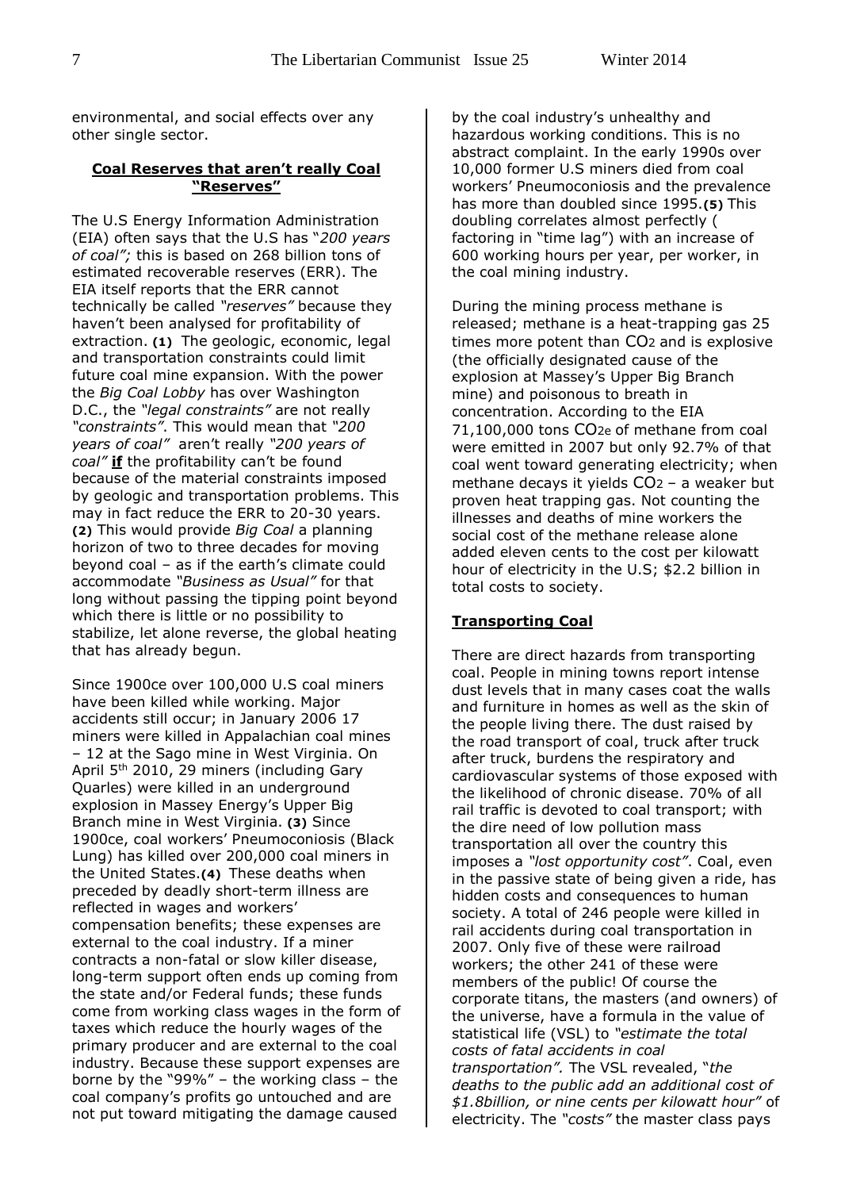environmental, and social effects over any other single sector.

## Coal Reserves that aren't really Coal "Reserves"

The U.S Energy Information Administration (EIA) often says that the U.S has "*200 years of coal";* this is based on 268 billion tons of estimated recoverable reserves (ERR). The EIA itself reports that the ERR cannot technically be called *"reserves"* because they haven't been analysed for profitability of extraction. **(1)** The geologic, economic, legal and transportation constraints could limit future coal mine expansion. With the power the *Big Coal Lobby* has over Washington D.C., the *"legal constraints"* are not really *"constraints"*. This would mean that *"200 years of coal"* aren't really *"200 years of coal"* **if** the profitability can't be found because of the material constraints imposed by geologic and transportation problems. This may in fact reduce the ERR to 20-30 years. **(2)** This would provide *Big Coal* a planning horizon of two to three decades for moving beyond coal – as if the earth's climate could accommodate *"Business as Usual"* for that long without passing the tipping point beyond which there is little or no possibility to stabilize, let alone reverse, the global heating that has already begun.

Since 1900ce over 100,000 U.S coal miners have been killed while working. Major accidents still occur; in January 2006 17 miners were killed in Appalachian coal mines – 12 at the Sago mine in West Virginia. On April 5th 2010, 29 miners (including Gary Quarles) were killed in an underground explosion in Massey Energy's Upper Big Branch mine in West Virginia. **(3)** Since 1900ce, coal workers' Pneumoconiosis (Black Lung) has killed over 200,000 coal miners in the United States.**(4)** These deaths when preceded by deadly short-term illness are reflected in wages and workers' compensation benefits; these expenses are external to the coal industry. If a miner contracts a non-fatal or slow killer disease, long-term support often ends up coming from the state and/or Federal funds; these funds come from working class wages in the form of taxes which reduce the hourly wages of the primary producer and are external to the coal industry. Because these support expenses are borne by the "99%" – the working class – the coal company's profits go untouched and are not put toward mitigating the damage caused by the coal industry's unhealthy and hazardous working conditions. This is no abstract complaint. In the early 1990s over 10,000 former U.S miners died from coal workers' Pneumoconiosis and the prevalence has more than doubled since 1995.**(5)** This doubling correlates almost perfectly ( factoring in "time lag") with an increase of 600 working hours per year, per worker, in the coal mining industry.

During the mining process methane is released; methane is a heat-trapping gas 25 times more potent than $CO_2$ and is explosive (the officially designated cause of the explosion at Massey's Upper Big Branch mine) and poisonous to breath in concentration. According to the EIA 71,100,000 tons $CO_{2e}$ of methane from coal were emitted in 2007 but only 92.7% of that coal went toward generating electricity; when methane decays it yields $CO_2$ – a weaker but proven heat trapping gas. Not counting the illnesses and deaths of mine workers the social cost of the methane release alone added eleven cents to the cost per kilowatt hour of electricity in the U.S; \$2.2 billion in total costs to society.

## Transporting Coal

There are direct hazards from transporting coal. People in mining towns report intense dust levels that in many cases coat the walls and furniture in homes as well as the skin of the people living there. The dust raised by the road transport of coal, truck after truck after truck, burdens the respiratory and cardiovascular systems of those exposed with the likelihood of chronic disease. 70% of all rail traffic is devoted to coal transport; with the dire need of low pollution mass transportation all over the country this imposes a *"lost opportunity cost"*. Coal, even in the passive state of being given a ride, has hidden costs and consequences to human society. A total of 246 people were killed in rail accidents during coal transportation in 2007. Only five of these were railroad workers; the other 241 of these were members of the public! Of course the corporate titans, the masters (and owners) of the universe, have a formula in the value of statistical life (VSL) to *"estimate the total costs of fatal accidents in coal transportation".* The VSL revealed, "*the deaths to the public add an additional cost of \$1.8billion, or nine cents per kilowatt hour"* of electricity. The *"costs"* the master class pays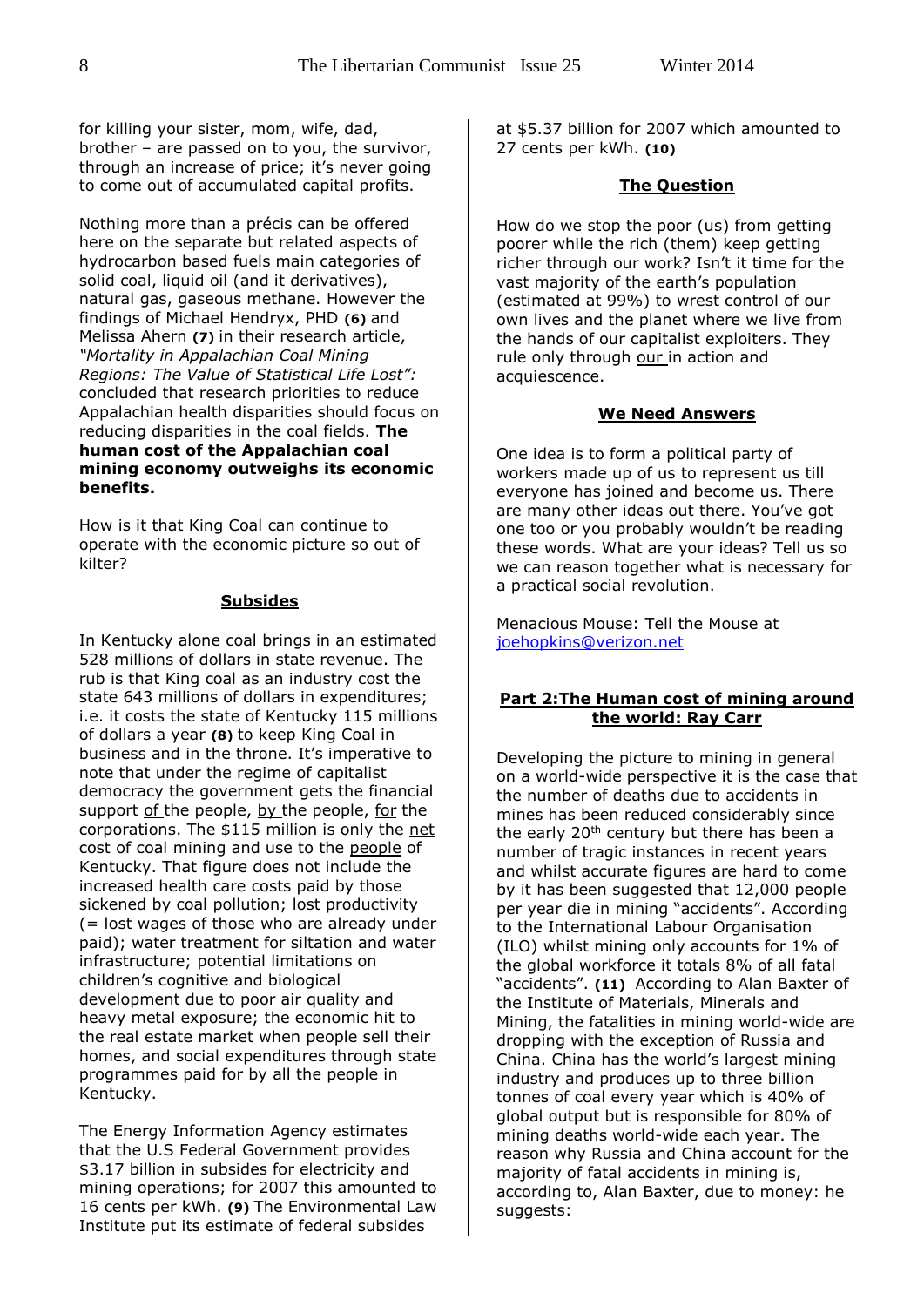for killing your sister, mom, wife, dad, brother – are passed on to you, the survivor, through an increase of price; it's never going to come out of accumulated capital profits.

Nothing more than a précis can be offered here on the separate but related aspects of hydrocarbon based fuels main categories of solid coal, liquid oil (and it derivatives), natural gas, gaseous methane. However the findings of Michael Hendryx, PHD **(6)** and Melissa Ahern **(7)** in their research article, *"Mortality in Appalachian Coal Mining Regions: The Value of Statistical Life Lost":* concluded that research priorities to reduce Appalachian health disparities should focus on reducing disparities in the coal fields. **The human cost of the Appalachian coal mining economy outweighs its economic benefits.**

How is it that King Coal can continue to operate with the economic picture so out of kilter?

## Subsides

In Kentucky alone coal brings in an estimated 528 millions of dollars in state revenue. The rub is that King coal as an industry cost the state 643 millions of dollars in expenditures; i.e. it costs the state of Kentucky 115 millions of dollars a year **(8)** to keep King Coal in business and in the throne. It's imperative to note that under the regime of capitalist democracy the government gets the financial support of the people, by the people, for the corporations. The $115 million is only the net cost of coal mining and use to the people of Kentucky. That figure does not include the increased health care costs paid by those sickened by coal pollution; lost productivity (= lost wages of those who are already under paid); water treatment for siltation and water infrastructure; potential limitations on children's cognitive and biological development due to poor air quality and heavy metal exposure; the economic hit to the real estate market when people sell their homes, and social expenditures through state programmes paid for by all the people in Kentucky.

The Energy Information Agency estimates that the U.S Federal Government provides $3.17 billion in subsides for electricity and mining operations; for 2007 this amounted to 16 cents per kWh. **(9)** The Environmental Law Institute put its estimate of federal subsides at $5.37 billion for 2007 which amounted to 27 cents per kWh. **(10)**

## The Question

How do we stop the poor (us) from getting poorer while the rich (them) keep getting richer through our work? Isn't it time for the vast majority of the earth's population (estimated at 99%) to wrest control of our own lives and the planet where we live from the hands of our capitalist exploiters. They rule only through our in action and acquiescence.

## We Need Answers

One idea is to form a political party of workers made up of us to represent us till everyone has joined and become us. There are many other ideas out there. You've got one too or you probably wouldn't be reading these words. What are your ideas? Tell us so we can reason together what is necessary for a practical social revolution.

Menacious Mouse: Tell the Mouse at joehopkins@verizon.net

## Part 2:The Human cost of mining around the world: Ray Carr

Developing the picture to mining in general on a world-wide perspective it is the case that the number of deaths due to accidents in mines has been reduced considerably since the early 20th century but there has been a number of tragic instances in recent years and whilst accurate figures are hard to come by it has been suggested that 12,000 people per year die in mining "accidents". According to the International Labour Organisation (ILO) whilst mining only accounts for 1% of the global workforce it totals 8% of all fatal "accidents". **(11)** According to Alan Baxter of the Institute of Materials, Minerals and Mining, the fatalities in mining world-wide are dropping with the exception of Russia and China. China has the world's largest mining industry and produces up to three billion tonnes of coal every year which is 40% of global output but is responsible for 80% of mining deaths world-wide each year. The reason why Russia and China account for the majority of fatal accidents in mining is, according to, Alan Baxter, due to money: he suggests: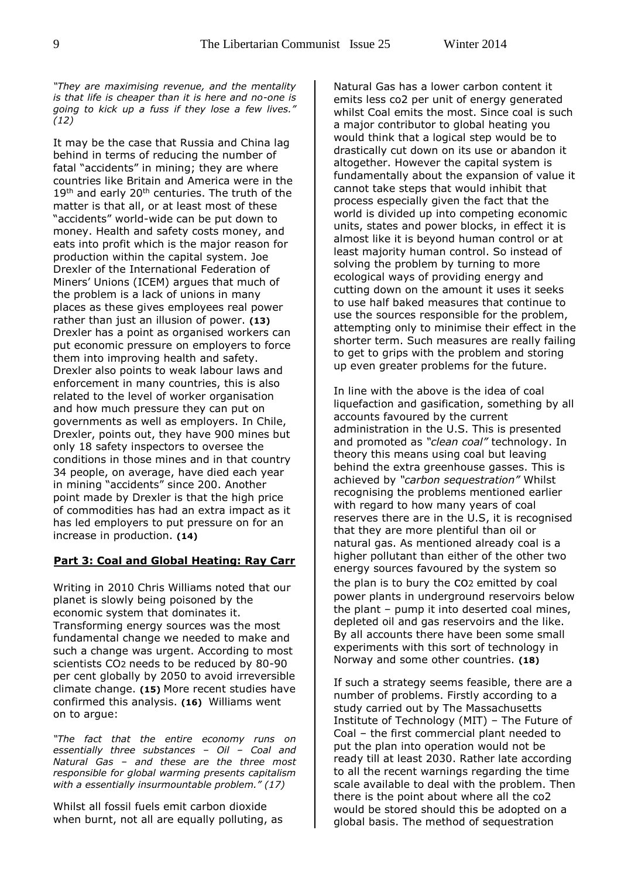*"They are maximising revenue, and the mentality is that life is cheaper than it is here and no-one is going to kick up a fuss if they lose a few lives." (12)*

It may be the case that Russia and China lag behind in terms of reducing the number of fatal "accidents" in mining; they are where countries like Britain and America were in the 19th and early 20th centuries. The truth of the matter is that all, or at least most of these "accidents" world-wide can be put down to money. Health and safety costs money, and eats into profit which is the major reason for production within the capital system. Joe Drexler of the International Federation of Miners' Unions (ICEM) argues that much of the problem is a lack of unions in many places as these gives employees real power rather than just an illusion of power. **(13)** Drexler has a point as organised workers can put economic pressure on employers to force them into improving health and safety. Drexler also points to weak labour laws and enforcement in many countries, this is also related to the level of worker organisation and how much pressure they can put on governments as well as employers. In Chile, Drexler, points out, they have 900 mines but only 18 safety inspectors to oversee the conditions in those mines and in that country 34 people, on average, have died each year in mining "accidents" since 200. Another point made by Drexler is that the high price of commodities has had an extra impact as it has led employers to put pressure on for an increase in production. **(14)**

## Part 3: Coal and Global Heating: Ray Carr

Writing in 2010 Chris Williams noted that our planet is slowly being poisoned by the economic system that dominates it. Transforming energy sources was the most fundamental change we needed to make and such a change was urgent. According to most scientists $CO_2$ needs to be reduced by 80-90 per cent globally by 2050 to avoid irreversible climate change. **(15)** More recent studies have confirmed this analysis. **(16)** Williams went on to argue:

*"The fact that the entire economy runs on essentially three substances – Oil – Coal and Natural Gas – and these are the three most responsible for global warming presents capitalism with a essentially insurmountable problem." (17)*

Whilst all fossil fuels emit carbon dioxide when burnt, not all are equally polluting, as Natural Gas has a lower carbon content it emits less co2 per unit of energy generated whilst Coal emits the most. Since coal is such a major contributor to global heating you would think that a logical step would be to drastically cut down on its use or abandon it altogether. However the capital system is fundamentally about the expansion of value it cannot take steps that would inhibit that process especially given the fact that the world is divided up into competing economic units, states and power blocks, in effect it is almost like it is beyond human control or at least majority human control. So instead of solving the problem by turning to more ecological ways of providing energy and cutting down on the amount it uses it seeks to use half baked measures that continue to use the sources responsible for the problem, attempting only to minimise their effect in the shorter term. Such measures are really failing to get to grips with the problem and storing up even greater problems for the future.

In line with the above is the idea of coal liquefaction and gasification, something by all accounts favoured by the current administration in the U.S. This is presented and promoted as *"clean coal"* technology. In theory this means using coal but leaving behind the extra greenhouse gasses. This is achieved by *"carbon sequestration"* Whilst recognising the problems mentioned earlier with regard to how many years of coal reserves there are in the U.S, it is recognised that they are more plentiful than oil or natural gas. As mentioned already coal is a higher pollutant than either of the other two energy sources favoured by the system so the plan is to bury the $CO_2$ emitted by coal power plants in underground reservoirs below the plant – pump it into deserted coal mines, depleted oil and gas reservoirs and the like. By all accounts there have been some small experiments with this sort of technology in Norway and some other countries. **(18)**

If such a strategy seems feasible, there are a number of problems. Firstly according to a study carried out by The Massachusetts Institute of Technology (MIT) – The Future of Coal – the first commercial plant needed to put the plan into operation would not be ready till at least 2030. Rather late according to all the recent warnings regarding the time scale available to deal with the problem. Then there is the point about where all the co2 would be stored should this be adopted on a global basis. The method of sequestration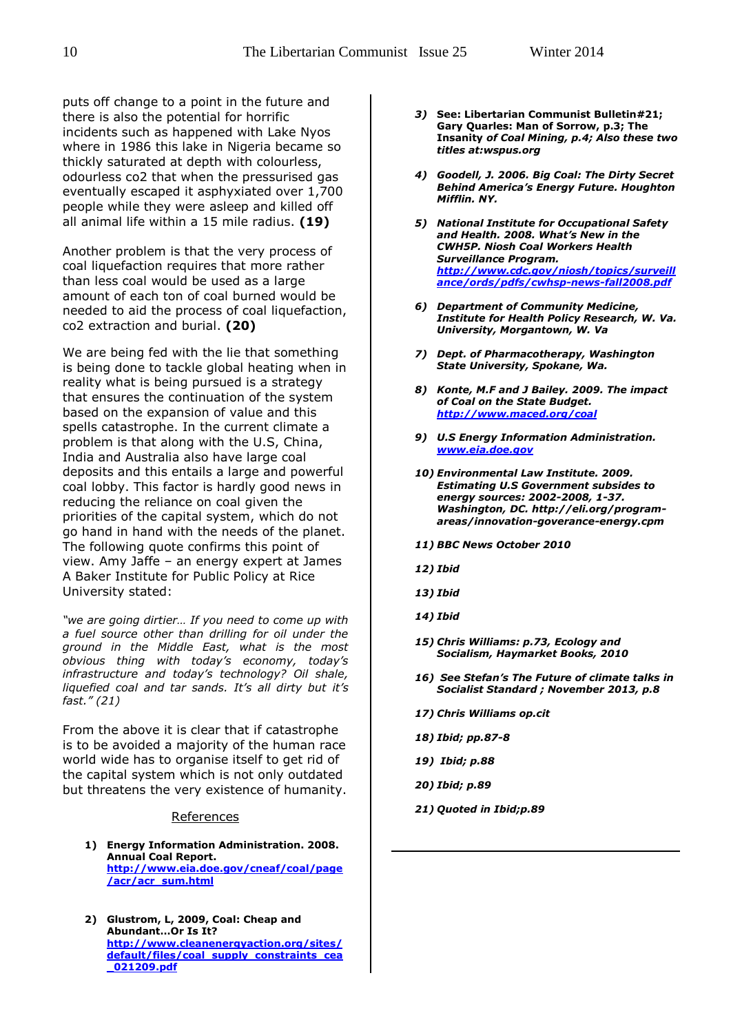puts off change to a point in the future and there is also the potential for horrific incidents such as happened with Lake Nyos where in 1986 this lake in Nigeria became so thickly saturated at depth with colourless, odourless co2 that when the pressurised gas eventually escaped it asphyxiated over 1,700 people while they were asleep and killed off all animal life within a 15 mile radius. **(19)**

Another problem is that the very process of coal liquefaction requires that more rather than less coal would be used as a large amount of each ton of coal burned would be needed to aid the process of coal liquefaction, co2 extraction and burial. **(20)**

We are being fed with the lie that something is being done to tackle global heating when in reality what is being pursued is a strategy that ensures the continuation of the system based on the expansion of value and this spells catastrophe. In the current climate a problem is that along with the U.S, China, India and Australia also have large coal deposits and this entails a large and powerful coal lobby. This factor is hardly good news in reducing the reliance on coal given the priorities of the capital system, which do not go hand in hand with the needs of the planet. The following quote confirms this point of view. Amy Jaffe – an energy expert at James A Baker Institute for Public Policy at Rice University stated:

*"we are going dirtier… If you need to come up with a fuel source other than drilling for oil under the ground in the Middle East, what is the most obvious thing with today's economy, today's infrastructure and today's technology? Oil shale, liquefied coal and tar sands. It's all dirty but it's fast." (21)*

From the above it is clear that if catastrophe is to be avoided a majority of the human race world wide has to organise itself to get rid of the capital system which is not only outdated but threatens the very existence of humanity.

## References

1) **Energy Information Administration. 2008. Annual Coal Report. http://www.eia.doe.gov/cneaf/coal/page/acr/acr_sum.html**

2) **Glustrom, L, 2009, Coal: Cheap and Abundant…Or Is It? http://www.cleanenergyaction.org/sites/default/files/coal_supply_constraints_cea_021209.pdf**

3) ***See: Libertarian Communist Bulletin#21; Gary Quarles: Man of Sorrow, p.3; The Insanity of Coal Mining, p.4; Also these two titles at:wspus.org***

4) ***Goodell, J. 2006. Big Coal: The Dirty Secret Behind America's Energy Future. Houghton Mifflin. NY.***

5) ***National Institute for Occupational Safety and Health. 2008. What's New in the CWH5P. Niosh Coal Workers Health Surveillance Program. http://www.cdc.gov/niosh/topics/surveillance/ords/pdfs/cwhsp-news-fall2008.pdf***

6) ***Department of Community Medicine, Institute for Health Policy Research, W. Va. University, Morgantown, W. Va***

7) ***Dept. of Pharmacotherapy, Washington State University, Spokane, Wa.***

8) ***Konte, M.F and J Bailey. 2009. The impact of Coal on the State Budget. http://www.maced.org/coal***

9) ***U.S Energy Information Administration. www.eia.doe.gov***

10) ***Environmental Law Institute. 2009. Estimating U.S Government subsides to energy sources: 2002-2008, 1-37. Washington, DC. http://eli.org/program-areas/innovation-goverance-energy.cpm***

11) ***BBC News October 2010***

12) ***Ibid***

13) ***Ibid***

14) ***Ibid***

15) ***Chris Williams: p.73, Ecology and Socialism, Haymarket Books, 2010***

16) ***See Stefan's The Future of climate talks in Socialist Standard ; November 2013, p.8***

17) ***Chris Williams op.cit***

18) ***Ibid; pp.87-8***

19) ***Ibid; p.88***

20) ***Ibid; p.89***

21) ***Quoted in Ibid;p.89***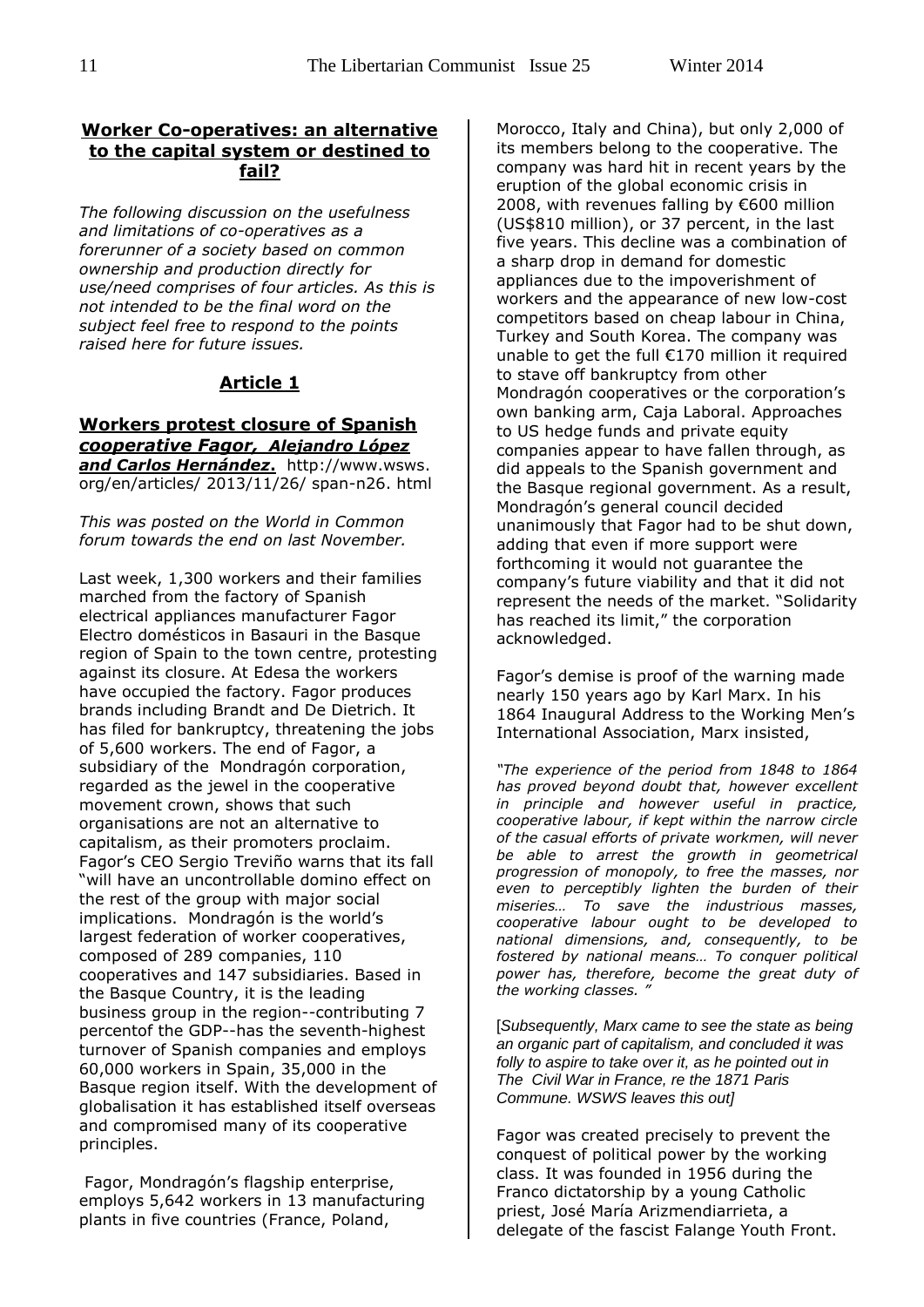## Worker Co-operatives: an alternative to the capital system or destined to fail?

*The following discussion on the usefulness and limitations of co-operatives as a forerunner of a society based on common ownership and production directly for use/need comprises of four articles. As this is not intended to be the final word on the subject feel free to respond to the points raised here for future issues.*

### Article 1

**Workers protest closure of Spanish *cooperative Fagor, Alejandro López and Carlos Hernández*.** http://www.wsws.org/en/articles/ 2013/11/26/ span-n26. html

*This was posted on the World in Common forum towards the end on last November.*

Last week, 1,300 workers and their families marched from the factory of Spanish electrical appliances manufacturer Fagor Electro domésticos in Basauri in the Basque region of Spain to the town centre, protesting against its closure. At Edesa the workers have occupied the factory. Fagor produces brands including Brandt and De Dietrich. It has filed for bankruptcy, threatening the jobs of 5,600 workers. The end of Fagor, a subsidiary of the Mondragón corporation, regarded as the jewel in the cooperative movement crown, shows that such organisations are not an alternative to capitalism, as their promoters proclaim. Fagor's CEO Sergio Treviño warns that its fall "will have an uncontrollable domino effect on the rest of the group with major social implications. Mondragón is the world's largest federation of worker cooperatives, composed of 289 companies, 110 cooperatives and 147 subsidiaries. Based in the Basque Country, it is the leading business group in the region--contributing 7 percentof the GDP--has the seventh-highest turnover of Spanish companies and employs 60,000 workers in Spain, 35,000 in the Basque region itself. With the development of globalisation it has established itself overseas and compromised many of its cooperative principles.

Fagor, Mondragón's flagship enterprise, employs 5,642 workers in 13 manufacturing plants in five countries (France, Poland, Morocco, Italy and China), but only 2,000 of its members belong to the cooperative. The company was hard hit in recent years by the eruption of the global economic crisis in 2008, with revenues falling by €600 million (US$810 million), or 37 percent, in the last five years. This decline was a combination of a sharp drop in demand for domestic appliances due to the impoverishment of workers and the appearance of new low-cost competitors based on cheap labour in China, Turkey and South Korea. The company was unable to get the full €170 million it required to stave off bankruptcy from other Mondragón cooperatives or the corporation's own banking arm, Caja Laboral. Approaches to US hedge funds and private equity companies appear to have fallen through, as did appeals to the Spanish government and the Basque regional government. As a result, Mondragón's general council decided unanimously that Fagor had to be shut down, adding that even if more support were forthcoming it would not guarantee the company's future viability and that it did not represent the needs of the market. "Solidarity has reached its limit," the corporation acknowledged.

Fagor's demise is proof of the warning made nearly 150 years ago by Karl Marx. In his 1864 Inaugural Address to the Working Men's International Association, Marx insisted,

*"The experience of the period from 1848 to 1864 has proved beyond doubt that, however excellent in principle and however useful in practice, cooperative labour, if kept within the narrow circle of the casual efforts of private workmen, will never be able to arrest the growth in geometrical progression of monopoly, to free the masses, nor even to perceptibly lighten the burden of their miseries… To save the industrious masses, cooperative labour ought to be developed to national dimensions, and, consequently, to be fostered by national means… To conquer political power has, therefore, become the great duty of the working classes. "*

[*Subsequently, Marx came to see the state as being an organic part of capitalism, and concluded it was folly to aspire to take over it, as he pointed out in The Civil War in France, re the 1871 Paris Commune. WSWS leaves this out]*

Fagor was created precisely to prevent the conquest of political power by the working class. It was founded in 1956 during the Franco dictatorship by a young Catholic priest, José María Arizmendiarrieta, a delegate of the fascist Falange Youth Front.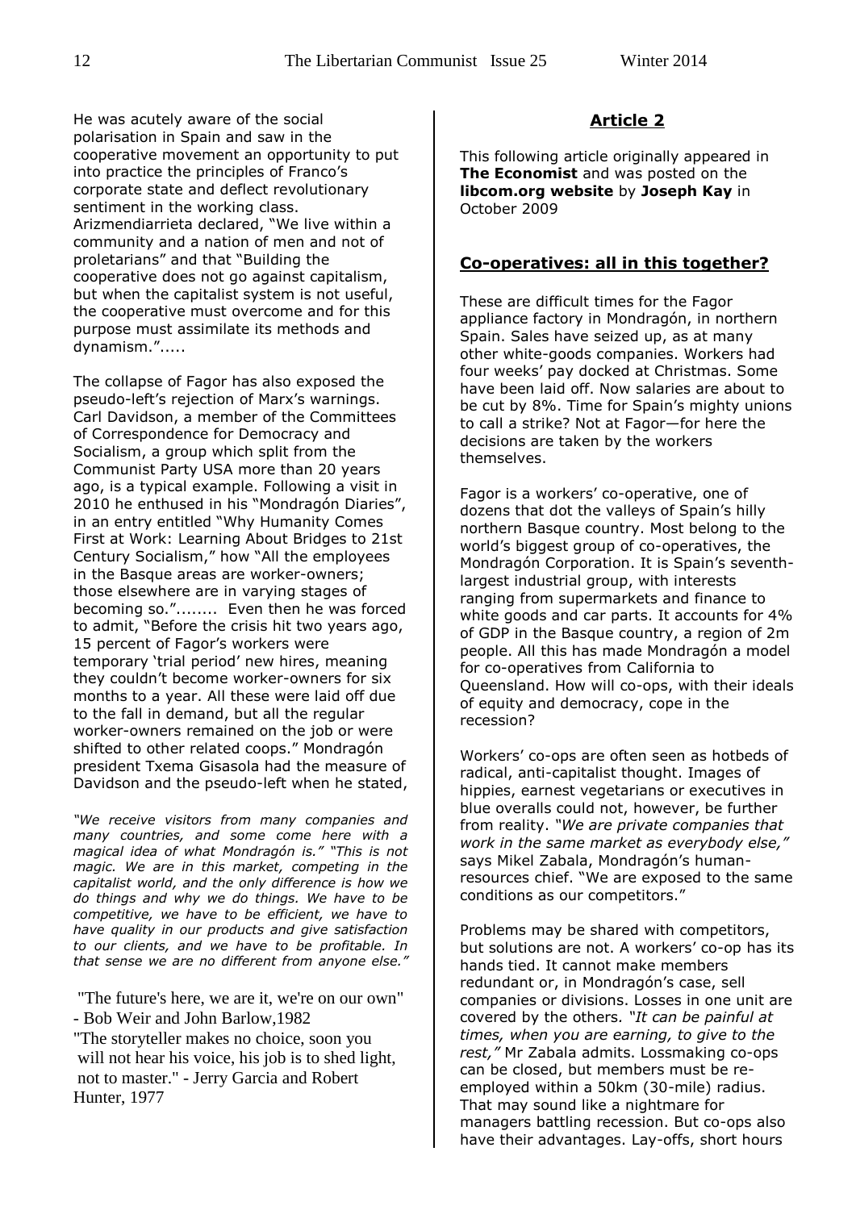He was acutely aware of the social polarisation in Spain and saw in the cooperative movement an opportunity to put into practice the principles of Franco's corporate state and deflect revolutionary sentiment in the working class. Arizmendiarrieta declared, "We live within a community and a nation of men and not of proletarians" and that "Building the cooperative does not go against capitalism, but when the capitalist system is not useful, the cooperative must overcome and for this purpose must assimilate its methods and dynamism.".....

The collapse of Fagor has also exposed the pseudo-left's rejection of Marx's warnings. Carl Davidson, a member of the Committees of Correspondence for Democracy and Socialism, a group which split from the Communist Party USA more than 20 years ago, is a typical example. Following a visit in 2010 he enthused in his "Mondragón Diaries", in an entry entitled "Why Humanity Comes First at Work: Learning About Bridges to 21st Century Socialism," how "All the employees in the Basque areas are worker-owners; those elsewhere are in varying stages of becoming so."........ Even then he was forced to admit, "Before the crisis hit two years ago, 15 percent of Fagor's workers were temporary 'trial period' new hires, meaning they couldn't become worker-owners for six months to a year. All these were laid off due to the fall in demand, but all the regular worker-owners remained on the job or were shifted to other related coops." Mondragón president Txema Gisasola had the measure of Davidson and the pseudo-left when he stated,

*"We receive visitors from many companies and many countries, and some come here with a magical idea of what Mondragón is." "This is not magic. We are in this market, competing in the capitalist world, and the only difference is how we do things and why we do things. We have to be competitive, we have to be efficient, we have to have quality in our products and give satisfaction to our clients, and we have to be profitable. In that sense we are no different from anyone else."*

"The future's here, we are it, we're on our own" - Bob Weir and John Barlow,1982

"The storyteller makes no choice, soon you will not hear his voice, his job is to shed light, not to master." - Jerry Garcia and Robert Hunter, 1977

## Article 2

This following article originally appeared in **The Economist** and was posted on the **libcom.org website** by **Joseph Kay** in October 2009

### Co-operatives: all in this together?

These are difficult times for the Fagor appliance factory in Mondragón, in northern Spain. Sales have seized up, as at many other white-goods companies. Workers had four weeks' pay docked at Christmas. Some have been laid off. Now salaries are about to be cut by 8%. Time for Spain's mighty unions to call a strike? Not at Fagor—for here the decisions are taken by the workers themselves.

Fagor is a workers' co-operative, one of dozens that dot the valleys of Spain's hilly northern Basque country. Most belong to the world's biggest group of co-operatives, the Mondragón Corporation. It is Spain's seventh-largest industrial group, with interests ranging from supermarkets and finance to white goods and car parts. It accounts for 4% of GDP in the Basque country, a region of 2m people. All this has made Mondragón a model for co-operatives from California to Queensland. How will co-ops, with their ideals of equity and democracy, cope in the recession?

Workers' co-ops are often seen as hotbeds of radical, anti-capitalist thought. Images of hippies, earnest vegetarians or executives in blue overalls could not, however, be further from reality. *"We are private companies that work in the same market as everybody else,"* says Mikel Zabala, Mondragón's human-resources chief. "We are exposed to the same conditions as our competitors."

Problems may be shared with competitors, but solutions are not. A workers' co-op has its hands tied. It cannot make members redundant or, in Mondragón's case, sell companies or divisions. Losses in one unit are covered by the others. *"It can be painful at times, when you are earning, to give to the rest,"* Mr Zabala admits. Lossmaking co-ops can be closed, but members must be re-employed within a 50km (30-mile) radius. That may sound like a nightmare for managers battling recession. But co-ops also have their advantages. Lay-offs, short hours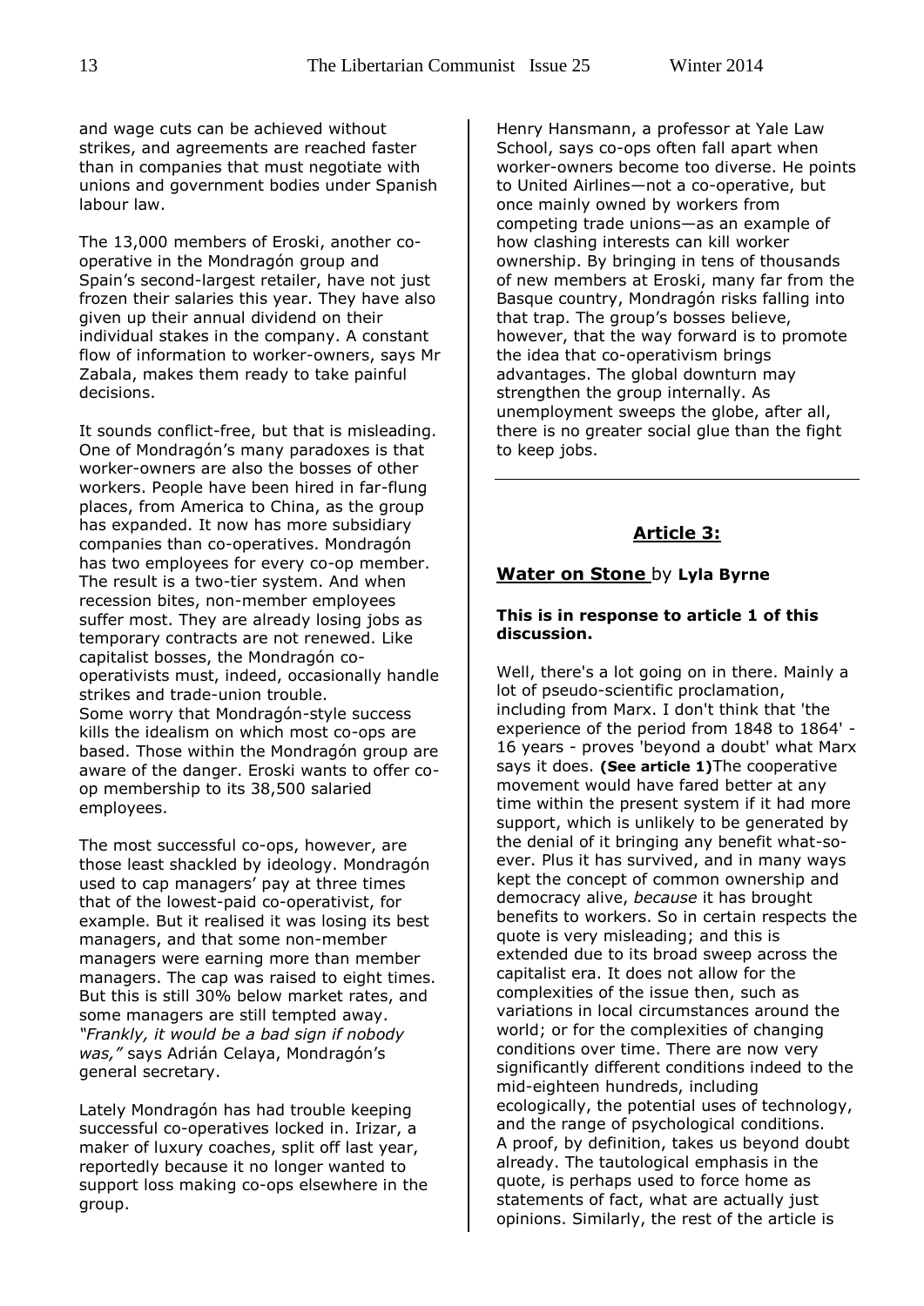and wage cuts can be achieved without strikes, and agreements are reached faster than in companies that must negotiate with unions and government bodies under Spanish labour law.

The 13,000 members of Eroski, another co-operative in the Mondragón group and Spain's second-largest retailer, have not just frozen their salaries this year. They have also given up their annual dividend on their individual stakes in the company. A constant flow of information to worker-owners, says Mr Zabala, makes them ready to take painful decisions.

It sounds conflict-free, but that is misleading. One of Mondragón's many paradoxes is that worker-owners are also the bosses of other workers. People have been hired in far-flung places, from America to China, as the group has expanded. It now has more subsidiary companies than co-operatives. Mondragón has two employees for every co-op member. The result is a two-tier system. And when recession bites, non-member employees suffer most. They are already losing jobs as temporary contracts are not renewed. Like capitalist bosses, the Mondragón co-operativists must, indeed, occasionally handle strikes and trade-union trouble.
Some worry that Mondragón-style success kills the idealism on which most co-ops are based. Those within the Mondragón group are aware of the danger. Eroski wants to offer co-op membership to its 38,500 salaried employees.

The most successful co-ops, however, are those least shackled by ideology. Mondragón used to cap managers' pay at three times that of the lowest-paid co-operativist, for example. But it realised it was losing its best managers, and that some non-member managers were earning more than member managers. The cap was raised to eight times. But this is still 30% below market rates, and some managers are still tempted away. *"Frankly, it would be a bad sign if nobody was,"* says Adrián Celaya, Mondragón's general secretary.

Lately Mondragón has had trouble keeping successful co-operatives locked in. Irizar, a maker of luxury coaches, split off last year, reportedly because it no longer wanted to support loss making co-ops elsewhere in the group.

Henry Hansmann, a professor at Yale Law School, says co-ops often fall apart when worker-owners become too diverse. He points to United Airlines—not a co-operative, but once mainly owned by workers from competing trade unions—as an example of how clashing interests can kill worker ownership. By bringing in tens of thousands of new members at Eroski, many far from the Basque country, Mondragón risks falling into that trap. The group's bosses believe, however, that the way forward is to promote the idea that co-operativism brings advantages. The global downturn may strengthen the group internally. As unemployment sweeps the globe, after all, there is no greater social glue than the fight to keep jobs.

---

## Article 3:

### Water on Stone by Lyla Byrne

**This is in response to article 1 of this discussion.**

Well, there's a lot going on in there. Mainly a lot of pseudo-scientific proclamation, including from Marx. I don't think that 'the experience of the period from 1848 to 1864' - 16 years - proves 'beyond a doubt' what Marx says it does. **(See article 1)**The cooperative movement would have fared better at any time within the present system if it had more support, which is unlikely to be generated by the denial of it bringing any benefit what-so-ever. Plus it has survived, and in many ways kept the concept of common ownership and democracy alive, *because* it has brought benefits to workers. So in certain respects the quote is very misleading; and this is extended due to its broad sweep across the capitalist era. It does not allow for the complexities of the issue then, such as variations in local circumstances around the world; or for the complexities of changing conditions over time. There are now very significantly different conditions indeed to the mid-eighteen hundreds, including ecologically, the potential uses of technology, and the range of psychological conditions. A proof, by definition, takes us beyond doubt already. The tautological emphasis in the quote, is perhaps used to force home as statements of fact, what are actually just opinions. Similarly, the rest of the article is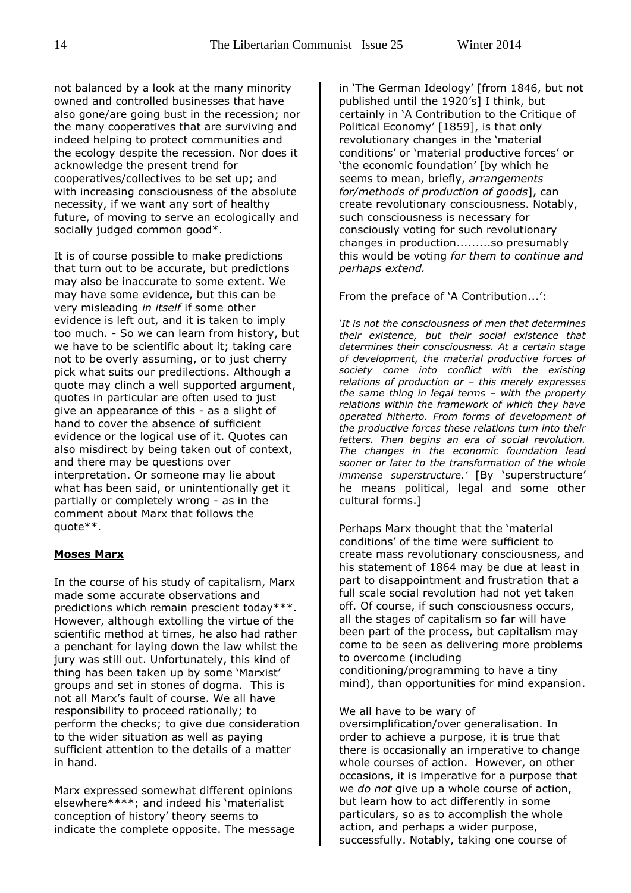not balanced by a look at the many minority owned and controlled businesses that have also gone/are going bust in the recession; nor the many cooperatives that are surviving and indeed helping to protect communities and the ecology despite the recession. Nor does it acknowledge the present trend for cooperatives/collectives to be set up; and with increasing consciousness of the absolute necessity, if we want any sort of healthy future, of moving to serve an ecologically and socially judged common good*.

It is of course possible to make predictions that turn out to be accurate, but predictions may also be inaccurate to some extent. We may have some evidence, but this can be very misleading *in itself* if some other evidence is left out, and it is taken to imply too much. - So we can learn from history, but we have to be scientific about it; taking care not to be overly assuming, or to just cherry pick what suits our predilections. Although a quote may clinch a well supported argument, quotes in particular are often used to just give an appearance of this - as a slight of hand to cover the absence of sufficient evidence or the logical use of it. Quotes can also misdirect by being taken out of context, and there may be questions over interpretation. Or someone may lie about what has been said, or unintentionally get it partially or completely wrong - as in the comment about Marx that follows the quote**.

**Moses Marx**

In the course of his study of capitalism, Marx made some accurate observations and predictions which remain prescient today***. However, although extolling the virtue of the scientific method at times, he also had rather a penchant for laying down the law whilst the jury was still out. Unfortunately, this kind of thing has been taken up by some 'Marxist' groups and set in stones of dogma. This is not all Marx's fault of course. We all have responsibility to proceed rationally; to perform the checks; to give due consideration to the wider situation as well as paying sufficient attention to the details of a matter in hand.

Marx expressed somewhat different opinions elsewhere****; and indeed his 'materialist conception of history' theory seems to indicate the complete opposite. The message in 'The German Ideology' [from 1846, but not published until the 1920's] I think, but certainly in 'A Contribution to the Critique of Political Economy' [1859], is that only revolutionary changes in the 'material conditions' or 'material productive forces' or 'the economic foundation' [by which he seems to mean, briefly, *arrangements for/methods of production of goods*], can create revolutionary consciousness. Notably, such consciousness is necessary for consciously voting for such revolutionary changes in production.........so presumably this would be voting *for them to continue and perhaps extend.*

From the preface of 'A Contribution...':

*'It is not the consciousness of men that determines their existence, but their social existence that determines their consciousness. At a certain stage of development, the material productive forces of society come into conflict with the existing relations of production or – this merely expresses the same thing in legal terms – with the property relations within the framework of which they have operated hitherto. From forms of development of the productive forces these relations turn into their fetters. Then begins an era of social revolution. The changes in the economic foundation lead sooner or later to the transformation of the whole immense superstructure.'* [By 'superstructure' he means political, legal and some other cultural forms.]

Perhaps Marx thought that the 'material conditions' of the time were sufficient to create mass revolutionary consciousness, and his statement of 1864 may be due at least in part to disappointment and frustration that a full scale social revolution had not yet taken off. Of course, if such consciousness occurs, all the stages of capitalism so far will have been part of the process, but capitalism may come to be seen as delivering more problems to overcome (including conditioning/programming to have a tiny mind), than opportunities for mind expansion.

We all have to be wary of oversimplification/over generalisation. In order to achieve a purpose, it is true that there is occasionally an imperative to change whole courses of action. However, on other occasions, it is imperative for a purpose that we *do not* give up a whole course of action, but learn how to act differently in some particulars, so as to accomplish the whole action, and perhaps a wider purpose, successfully. Notably, taking one course of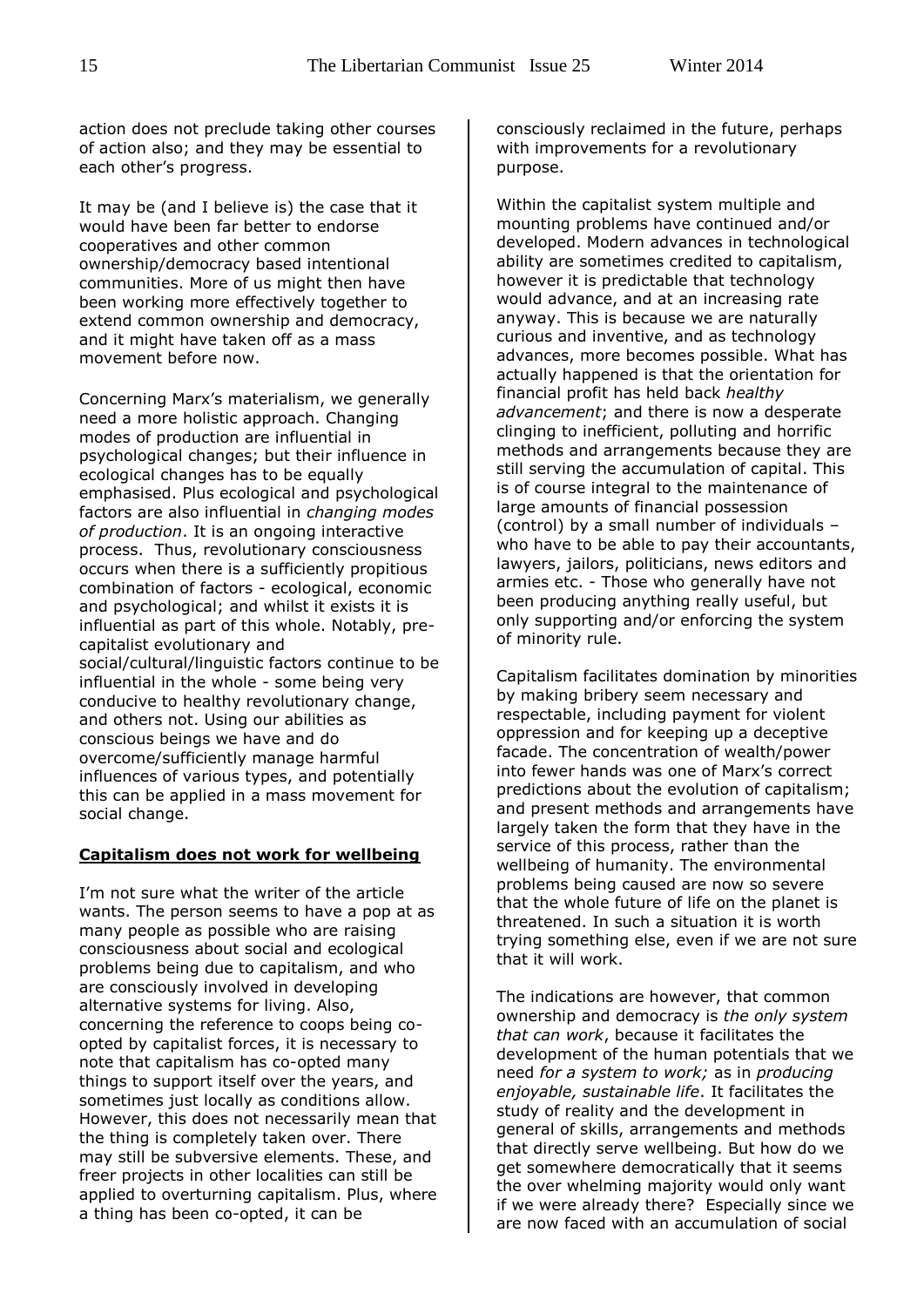action does not preclude taking other courses of action also; and they may be essential to each other's progress.

It may be (and I believe is) the case that it would have been far better to endorse cooperatives and other common ownership/democracy based intentional communities. More of us might then have been working more effectively together to extend common ownership and democracy, and it might have taken off as a mass movement before now.

Concerning Marx's materialism, we generally need a more holistic approach. Changing modes of production are influential in psychological changes; but their influence in ecological changes has to be equally emphasised. Plus ecological and psychological factors are also influential in *changing modes of production*. It is an ongoing interactive process. Thus, revolutionary consciousness occurs when there is a sufficiently propitious combination of factors - ecological, economic and psychological; and whilst it exists it is influential as part of this whole. Notably, pre-capitalist evolutionary and social/cultural/linguistic factors continue to be influential in the whole - some being very conducive to healthy revolutionary change, and others not. Using our abilities as conscious beings we have and do overcome/sufficiently manage harmful influences of various types, and potentially this can be applied in a mass movement for social change.

**Capitalism does not work for wellbeing**

I'm not sure what the writer of the article wants. The person seems to have a pop at as many people as possible who are raising consciousness about social and ecological problems being due to capitalism, and who are consciously involved in developing alternative systems for living. Also, concerning the reference to coops being co-opted by capitalist forces, it is necessary to note that capitalism has co-opted many things to support itself over the years, and sometimes just locally as conditions allow. However, this does not necessarily mean that the thing is completely taken over. There may still be subversive elements. These, and freer projects in other localities can still be applied to overturning capitalism. Plus, where a thing has been co-opted, it can be consciously reclaimed in the future, perhaps with improvements for a revolutionary purpose.

Within the capitalist system multiple and mounting problems have continued and/or developed. Modern advances in technological ability are sometimes credited to capitalism, however it is predictable that technology would advance, and at an increasing rate anyway. This is because we are naturally curious and inventive, and as technology advances, more becomes possible. What has actually happened is that the orientation for financial profit has held back *healthy advancement*; and there is now a desperate clinging to inefficient, polluting and horrific methods and arrangements because they are still serving the accumulation of capital. This is of course integral to the maintenance of large amounts of financial possession (control) by a small number of individuals – who have to be able to pay their accountants, lawyers, jailors, politicians, news editors and armies etc. - Those who generally have not been producing anything really useful, but only supporting and/or enforcing the system of minority rule.

Capitalism facilitates domination by minorities by making bribery seem necessary and respectable, including payment for violent oppression and for keeping up a deceptive facade. The concentration of wealth/power into fewer hands was one of Marx's correct predictions about the evolution of capitalism; and present methods and arrangements have largely taken the form that they have in the service of this process, rather than the wellbeing of humanity. The environmental problems being caused are now so severe that the whole future of life on the planet is threatened. In such a situation it is worth trying something else, even if we are not sure that it will work.

The indications are however, that common ownership and democracy is *the only system that can work*, because it facilitates the development of the human potentials that we need *for a system to work;* as in *producing enjoyable, sustainable life*. It facilitates the study of reality and the development in general of skills, arrangements and methods that directly serve wellbeing. But how do we get somewhere democratically that it seems the over whelming majority would only want if we were already there? Especially since we are now faced with an accumulation of social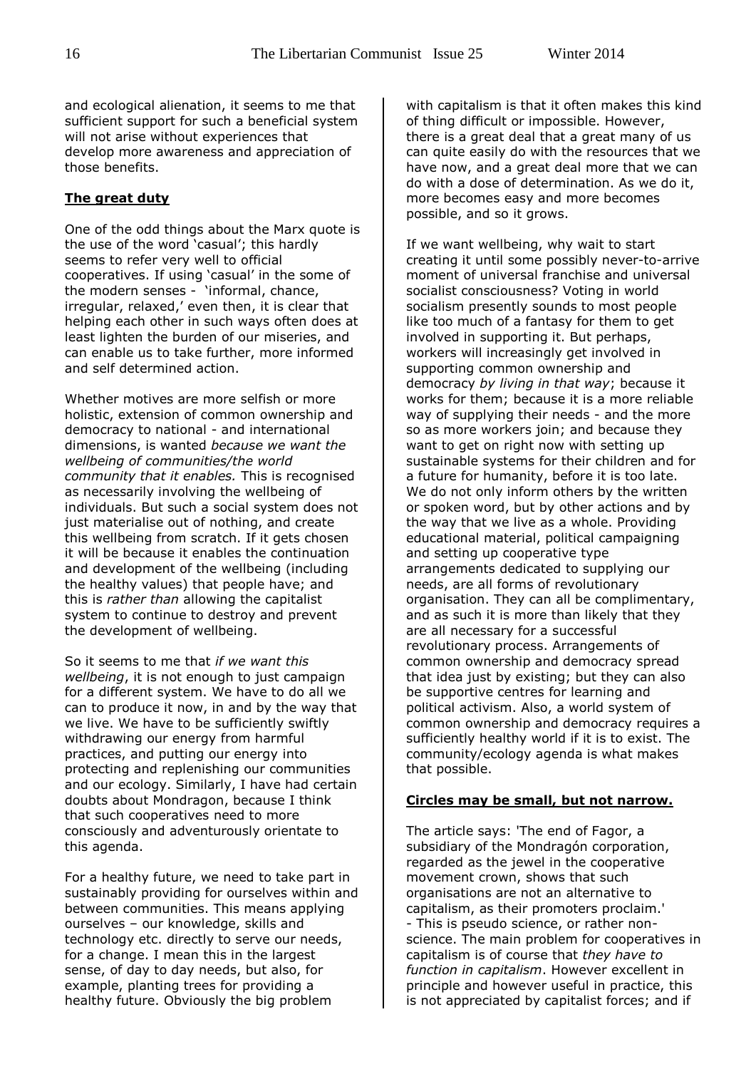and ecological alienation, it seems to me that sufficient support for such a beneficial system will not arise without experiences that develop more awareness and appreciation of those benefits.

## The great duty

One of the odd things about the Marx quote is the use of the word 'casual'; this hardly seems to refer very well to official cooperatives. If using 'casual' in the some of the modern senses - 'informal, chance, irregular, relaxed,' even then, it is clear that helping each other in such ways often does at least lighten the burden of our miseries, and can enable us to take further, more informed and self determined action.

Whether motives are more selfish or more holistic, extension of common ownership and democracy to national - and international dimensions, is wanted *because we want the wellbeing of communities/the world community that it enables.* This is recognised as necessarily involving the wellbeing of individuals. But such a social system does not just materialise out of nothing, and create this wellbeing from scratch. If it gets chosen it will be because it enables the continuation and development of the wellbeing (including the healthy values) that people have; and this is *rather than* allowing the capitalist system to continue to destroy and prevent the development of wellbeing.

So it seems to me that *if we want this wellbeing*, it is not enough to just campaign for a different system. We have to do all we can to produce it now, in and by the way that we live. We have to be sufficiently swiftly withdrawing our energy from harmful practices, and putting our energy into protecting and replenishing our communities and our ecology. Similarly, I have had certain doubts about Mondragon, because I think that such cooperatives need to more consciously and adventurously orientate to this agenda.

For a healthy future, we need to take part in sustainably providing for ourselves within and between communities. This means applying ourselves – our knowledge, skills and technology etc. directly to serve our needs, for a change. I mean this in the largest sense, of day to day needs, but also, for example, planting trees for providing a healthy future. Obviously the big problem with capitalism is that it often makes this kind of thing difficult or impossible. However, there is a great deal that a great many of us can quite easily do with the resources that we have now, and a great deal more that we can do with a dose of determination. As we do it, more becomes easy and more becomes possible, and so it grows.

If we want wellbeing, why wait to start creating it until some possibly never-to-arrive moment of universal franchise and universal socialist consciousness? Voting in world socialism presently sounds to most people like too much of a fantasy for them to get involved in supporting it. But perhaps, workers will increasingly get involved in supporting common ownership and democracy *by living in that way*; because it works for them; because it is a more reliable way of supplying their needs - and the more so as more workers join; and because they want to get on right now with setting up sustainable systems for their children and for a future for humanity, before it is too late. We do not only inform others by the written or spoken word, but by other actions and by the way that we live as a whole. Providing educational material, political campaigning and setting up cooperative type arrangements dedicated to supplying our needs, are all forms of revolutionary organisation. They can all be complimentary, and as such it is more than likely that they are all necessary for a successful revolutionary process. Arrangements of common ownership and democracy spread that idea just by existing; but they can also be supportive centres for learning and political activism. Also, a world system of common ownership and democracy requires a sufficiently healthy world if it is to exist. The community/ecology agenda is what makes that possible.

## Circles may be small, but not narrow.

The article says: 'The end of Fagor, a subsidiary of the Mondragón corporation, regarded as the jewel in the cooperative movement crown, shows that such organisations are not an alternative to capitalism, as their promoters proclaim.' - This is pseudo science, or rather non-science. The main problem for cooperatives in capitalism is of course that *they have to function in capitalism*. However excellent in principle and however useful in practice, this is not appreciated by capitalist forces; and if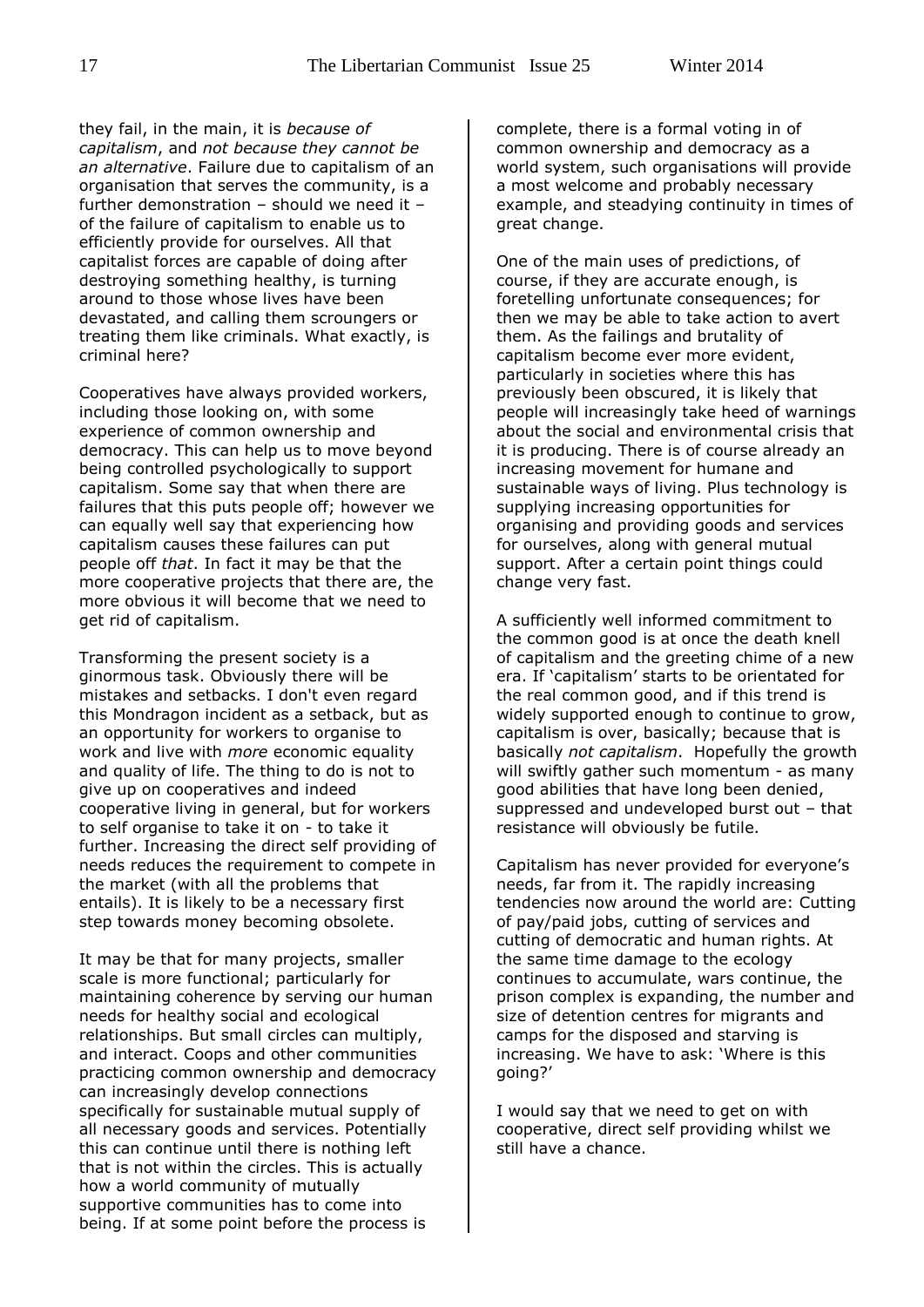they fail, in the main, it is *because of capitalism*, and *not because they cannot be an alternative*. Failure due to capitalism of an organisation that serves the community, is a further demonstration – should we need it – of the failure of capitalism to enable us to efficiently provide for ourselves. All that capitalist forces are capable of doing after destroying something healthy, is turning around to those whose lives have been devastated, and calling them scroungers or treating them like criminals. What exactly, is criminal here?

Cooperatives have always provided workers, including those looking on, with some experience of common ownership and democracy. This can help us to move beyond being controlled psychologically to support capitalism. Some say that when there are failures that this puts people off; however we can equally well say that experiencing how capitalism causes these failures can put people off *that*. In fact it may be that the more cooperative projects that there are, the more obvious it will become that we need to get rid of capitalism.

Transforming the present society is a ginormous task. Obviously there will be mistakes and setbacks. I don't even regard this Mondragon incident as a setback, but as an opportunity for workers to organise to work and live with *more* economic equality and quality of life. The thing to do is not to give up on cooperatives and indeed cooperative living in general, but for workers to self organise to take it on - to take it further. Increasing the direct self providing of needs reduces the requirement to compete in the market (with all the problems that entails). It is likely to be a necessary first step towards money becoming obsolete.

It may be that for many projects, smaller scale is more functional; particularly for maintaining coherence by serving our human needs for healthy social and ecological relationships. But small circles can multiply, and interact. Coops and other communities practicing common ownership and democracy can increasingly develop connections specifically for sustainable mutual supply of all necessary goods and services. Potentially this can continue until there is nothing left that is not within the circles. This is actually how a world community of mutually supportive communities has to come into being. If at some point before the process is complete, there is a formal voting in of common ownership and democracy as a world system, such organisations will provide a most welcome and probably necessary example, and steadying continuity in times of great change.

One of the main uses of predictions, of course, if they are accurate enough, is foretelling unfortunate consequences; for then we may be able to take action to avert them. As the failings and brutality of capitalism become ever more evident, particularly in societies where this has previously been obscured, it is likely that people will increasingly take heed of warnings about the social and environmental crisis that it is producing. There is of course already an increasing movement for humane and sustainable ways of living. Plus technology is supplying increasing opportunities for organising and providing goods and services for ourselves, along with general mutual support. After a certain point things could change very fast.

A sufficiently well informed commitment to the common good is at once the death knell of capitalism and the greeting chime of a new era. If 'capitalism' starts to be orientated for the real common good, and if this trend is widely supported enough to continue to grow, capitalism is over, basically; because that is basically *not capitalism*. Hopefully the growth will swiftly gather such momentum - as many good abilities that have long been denied, suppressed and undeveloped burst out – that resistance will obviously be futile.

Capitalism has never provided for everyone's needs, far from it. The rapidly increasing tendencies now around the world are: Cutting of pay/paid jobs, cutting of services and cutting of democratic and human rights. At the same time damage to the ecology continues to accumulate, wars continue, the prison complex is expanding, the number and size of detention centres for migrants and camps for the disposed and starving is increasing. We have to ask: 'Where is this going?'

I would say that we need to get on with cooperative, direct self providing whilst we still have a chance.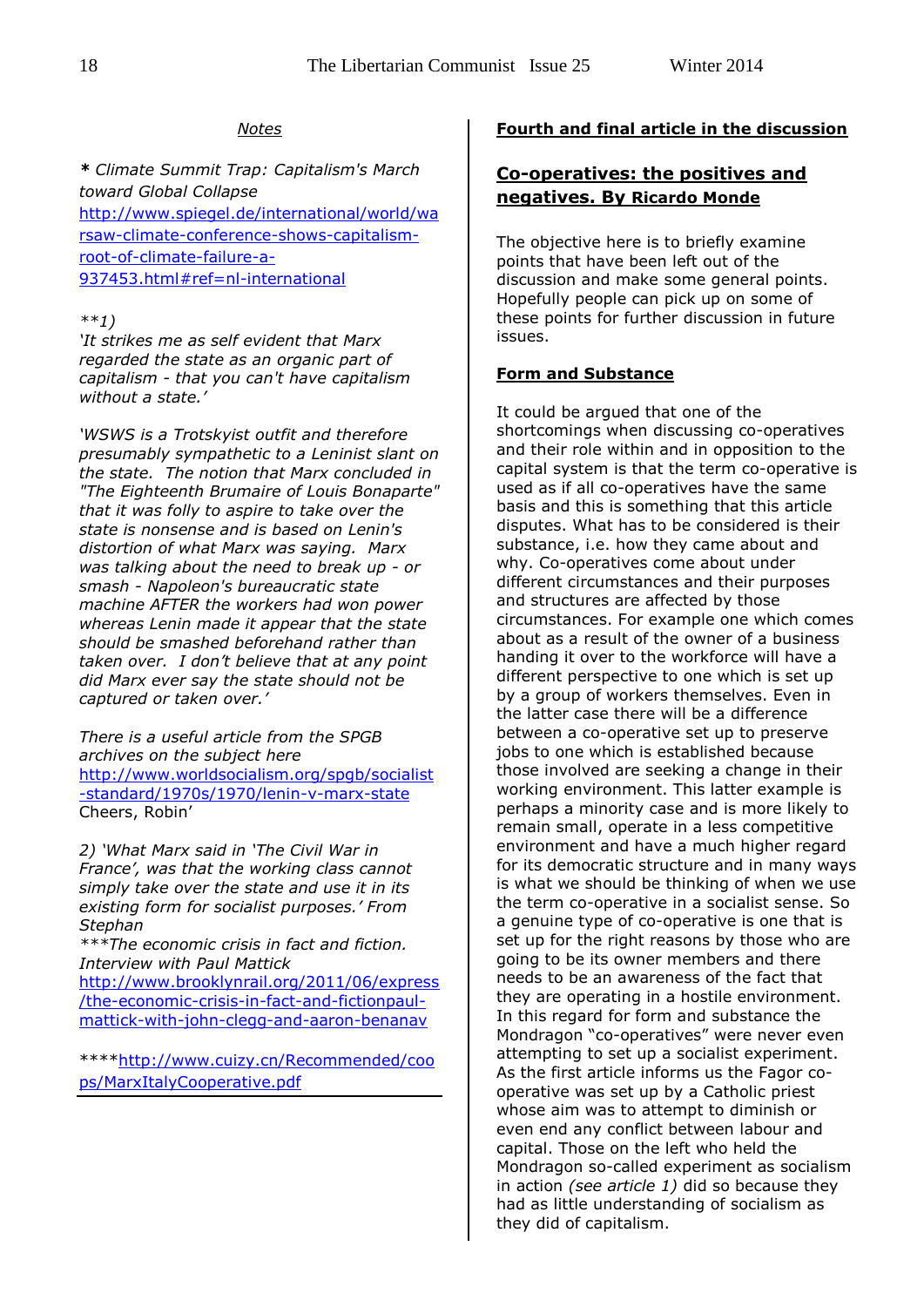### *Notes*

***** *Climate Summit Trap: Capitalism's March toward Global Collapse* http://www.spiegel.de/international/world/warsaw-climate-conference-shows-capitalism-root-of-climate-failure-a-937453.html#ref=nl-international

*\*\*1)*
*'It strikes me as self evident that Marx regarded the state as an organic part of capitalism - that you can't have capitalism without a state.'*

*'WSWS is a Trotskyist outfit and therefore presumably sympathetic to a Leninist slant on the state. The notion that Marx concluded in "The Eighteenth Brumaire of Louis Bonaparte" that it was folly to aspire to take over the state is nonsense and is based on Lenin's distortion of what Marx was saying. Marx was talking about the need to break up - or smash - Napoleon's bureaucratic state machine AFTER the workers had won power whereas Lenin made it appear that the state should be smashed beforehand rather than taken over. I don't believe that at any point did Marx ever say the state should not be captured or taken over.'*

*There is a useful article from the SPGB archives on the subject here* http://www.worldsocialism.org/spgb/socialist-standard/1970s/1970/lenin-v-marx-state
Cheers, Robin'

*2) 'What Marx said in 'The Civil War in France', was that the working class cannot simply take over the state and use it in its existing form for socialist purposes.' From Stephan*
*\*\*\*The economic crisis in fact and fiction. Interview with Paul Mattick* http://www.brooklynrail.org/2011/06/express/the-economic-crisis-in-fact-and-fictionpaul-mattick-with-john-clegg-and-aaron-benanav

\*\*\*\*http://www.cuizy.cn/Recommended/coops/MarxItalyCooperative.pdf

---

**Fourth and final article in the discussion**

## Co-operatives: the positives and negatives. By Ricardo Monde

The objective here is to briefly examine points that have been left out of the discussion and make some general points. Hopefully people can pick up on some of these points for further discussion in future issues.

### Form and Substance

It could be argued that one of the shortcomings when discussing co-operatives and their role within and in opposition to the capital system is that the term co-operative is used as if all co-operatives have the same basis and this is something that this article disputes. What has to be considered is their substance, i.e. how they came about and why. Co-operatives come about under different circumstances and their purposes and structures are affected by those circumstances. For example one which comes about as a result of the owner of a business handing it over to the workforce will have a different perspective to one which is set up by a group of workers themselves. Even in the latter case there will be a difference between a co-operative set up to preserve jobs to one which is established because those involved are seeking a change in their working environment. This latter example is perhaps a minority case and is more likely to remain small, operate in a less competitive environment and have a much higher regard for its democratic structure and in many ways is what we should be thinking of when we use the term co-operative in a socialist sense. So a genuine type of co-operative is one that is set up for the right reasons by those who are going to be its owner members and there needs to be an awareness of the fact that they are operating in a hostile environment. In this regard for form and substance the Mondragon "co-operatives" were never even attempting to set up a socialist experiment. As the first article informs us the Fagor co-operative was set up by a Catholic priest whose aim was to attempt to diminish or even end any conflict between labour and capital. Those on the left who held the Mondragon so-called experiment as socialism in action *(see article 1)* did so because they had as little understanding of socialism as they did of capitalism.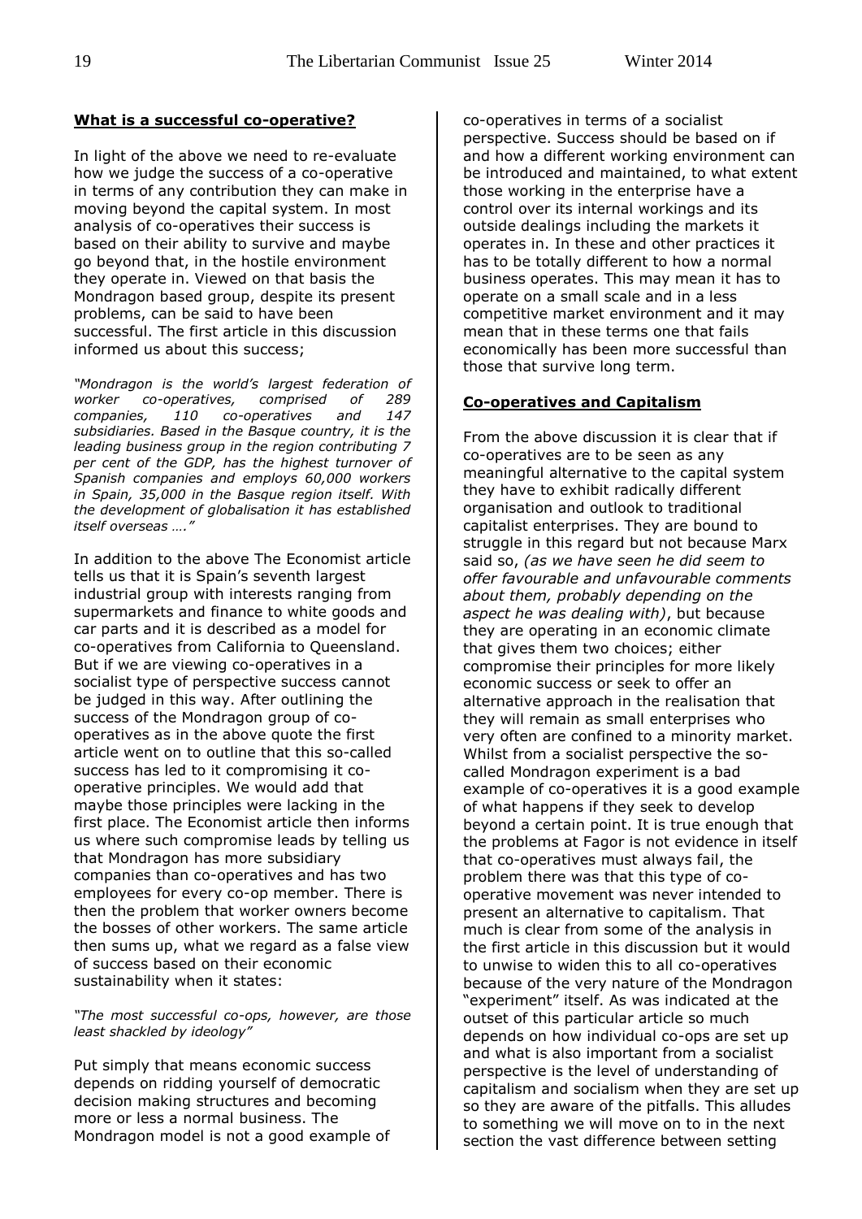### **What is a successful co-operative?**

In light of the above we need to re-evaluate how we judge the success of a co-operative in terms of any contribution they can make in moving beyond the capital system. In most analysis of co-operatives their success is based on their ability to survive and maybe go beyond that, in the hostile environment they operate in. Viewed on that basis the Mondragon based group, despite its present problems, can be said to have been successful. The first article in this discussion informed us about this success;

*"Mondragon is the world's largest federation of worker co-operatives, comprised of 289 companies, 110 co-operatives and 147 subsidiaries. Based in the Basque country, it is the leading business group in the region contributing 7 per cent of the GDP, has the highest turnover of Spanish companies and employs 60,000 workers in Spain, 35,000 in the Basque region itself. With the development of globalisation it has established itself overseas …."*

In addition to the above The Economist article tells us that it is Spain's seventh largest industrial group with interests ranging from supermarkets and finance to white goods and car parts and it is described as a model for co-operatives from California to Queensland. But if we are viewing co-operatives in a socialist type of perspective success cannot be judged in this way. After outlining the success of the Mondragon group of co-operatives as in the above quote the first article went on to outline that this so-called success has led to it compromising it co-operative principles. We would add that maybe those principles were lacking in the first place. The Economist article then informs us where such compromise leads by telling us that Mondragon has more subsidiary companies than co-operatives and has two employees for every co-op member. There is then the problem that worker owners become the bosses of other workers. The same article then sums up, what we regard as a false view of success based on their economic sustainability when it states:

*"The most successful co-ops, however, are those least shackled by ideology"*

Put simply that means economic success depends on ridding yourself of democratic decision making structures and becoming more or less a normal business. The Mondragon model is not a good example of co-operatives in terms of a socialist perspective. Success should be based on if and how a different working environment can be introduced and maintained, to what extent those working in the enterprise have a control over its internal workings and its outside dealings including the markets it operates in. In these and other practices it has to be totally different to how a normal business operates. This may mean it has to operate on a small scale and in a less competitive market environment and it may mean that in these terms one that fails economically has been more successful than those that survive long term.

### **Co-operatives and Capitalism**

From the above discussion it is clear that if co-operatives are to be seen as any meaningful alternative to the capital system they have to exhibit radically different organisation and outlook to traditional capitalist enterprises. They are bound to struggle in this regard but not because Marx said so, *(as we have seen he did seem to offer favourable and unfavourable comments about them, probably depending on the aspect he was dealing with)*, but because they are operating in an economic climate that gives them two choices; either compromise their principles for more likely economic success or seek to offer an alternative approach in the realisation that they will remain as small enterprises who very often are confined to a minority market. Whilst from a socialist perspective the so-called Mondragon experiment is a bad example of co-operatives it is a good example of what happens if they seek to develop beyond a certain point. It is true enough that the problems at Fagor is not evidence in itself that co-operatives must always fail, the problem there was that this type of co-operative movement was never intended to present an alternative to capitalism. That much is clear from some of the analysis in the first article in this discussion but it would to unwise to widen this to all co-operatives because of the very nature of the Mondragon "experiment" itself. As was indicated at the outset of this particular article so much depends on how individual co-ops are set up and what is also important from a socialist perspective is the level of understanding of capitalism and socialism when they are set up so they are aware of the pitfalls. This alludes to something we will move on to in the next section the vast difference between setting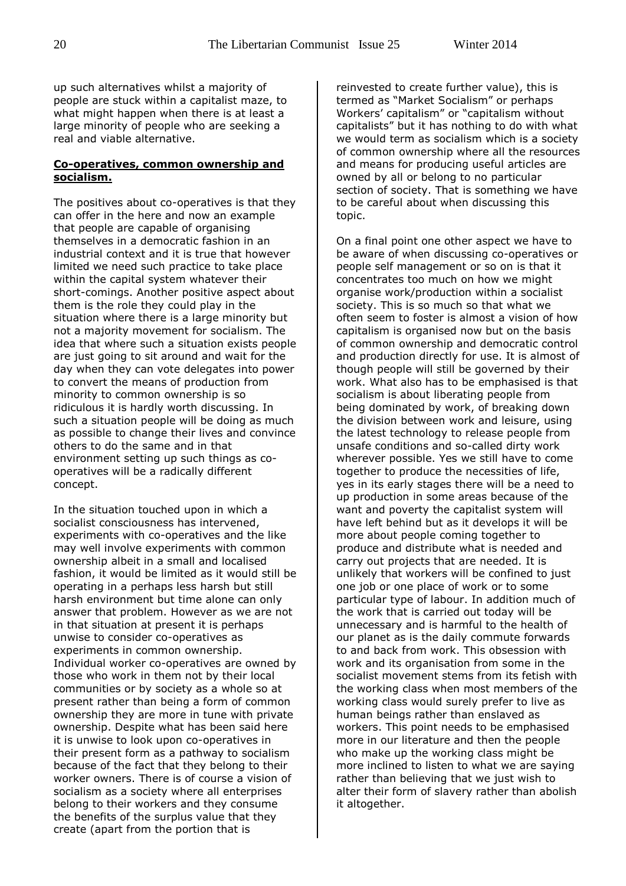up such alternatives whilst a majority of people are stuck within a capitalist maze, to what might happen when there is at least a large minority of people who are seeking a real and viable alternative.

**Co-operatives, common ownership and socialism.**

The positives about co-operatives is that they can offer in the here and now an example that people are capable of organising themselves in a democratic fashion in an industrial context and it is true that however limited we need such practice to take place within the capital system whatever their short-comings. Another positive aspect about them is the role they could play in the situation where there is a large minority but not a majority movement for socialism. The idea that where such a situation exists people are just going to sit around and wait for the day when they can vote delegates into power to convert the means of production from minority to common ownership is so ridiculous it is hardly worth discussing. In such a situation people will be doing as much as possible to change their lives and convince others to do the same and in that environment setting up such things as co-operatives will be a radically different concept.

In the situation touched upon in which a socialist consciousness has intervened, experiments with co-operatives and the like may well involve experiments with common ownership albeit in a small and localised fashion, it would be limited as it would still be operating in a perhaps less harsh but still harsh environment but time alone can only answer that problem. However as we are not in that situation at present it is perhaps unwise to consider co-operatives as experiments in common ownership. Individual worker co-operatives are owned by those who work in them not by their local communities or by society as a whole so at present rather than being a form of common ownership they are more in tune with private ownership. Despite what has been said here it is unwise to look upon co-operatives in their present form as a pathway to socialism because of the fact that they belong to their worker owners. There is of course a vision of socialism as a society where all enterprises belong to their workers and they consume the benefits of the surplus value that they create (apart from the portion that is reinvested to create further value), this is termed as "Market Socialism" or perhaps Workers' capitalism" or "capitalism without capitalists" but it has nothing to do with what we would term as socialism which is a society of common ownership where all the resources and means for producing useful articles are owned by all or belong to no particular section of society. That is something we have to be careful about when discussing this topic.

On a final point one other aspect we have to be aware of when discussing co-operatives or people self management or so on is that it concentrates too much on how we might organise work/production within a socialist society. This is so much so that what we often seem to foster is almost a vision of how capitalism is organised now but on the basis of common ownership and democratic control and production directly for use. It is almost of though people will still be governed by their work. What also has to be emphasised is that socialism is about liberating people from being dominated by work, of breaking down the division between work and leisure, using the latest technology to release people from unsafe conditions and so-called dirty work wherever possible. Yes we still have to come together to produce the necessities of life, yes in its early stages there will be a need to up production in some areas because of the want and poverty the capitalist system will have left behind but as it develops it will be more about people coming together to produce and distribute what is needed and carry out projects that are needed. It is unlikely that workers will be confined to just one job or one place of work or to some particular type of labour. In addition much of the work that is carried out today will be unnecessary and is harmful to the health of our planet as is the daily commute forwards to and back from work. This obsession with work and its organisation from some in the socialist movement stems from its fetish with the working class when most members of the working class would surely prefer to live as human beings rather than enslaved as workers. This point needs to be emphasised more in our literature and then the people who make up the working class might be more inclined to listen to what we are saying rather than believing that we just wish to alter their form of slavery rather than abolish it altogether.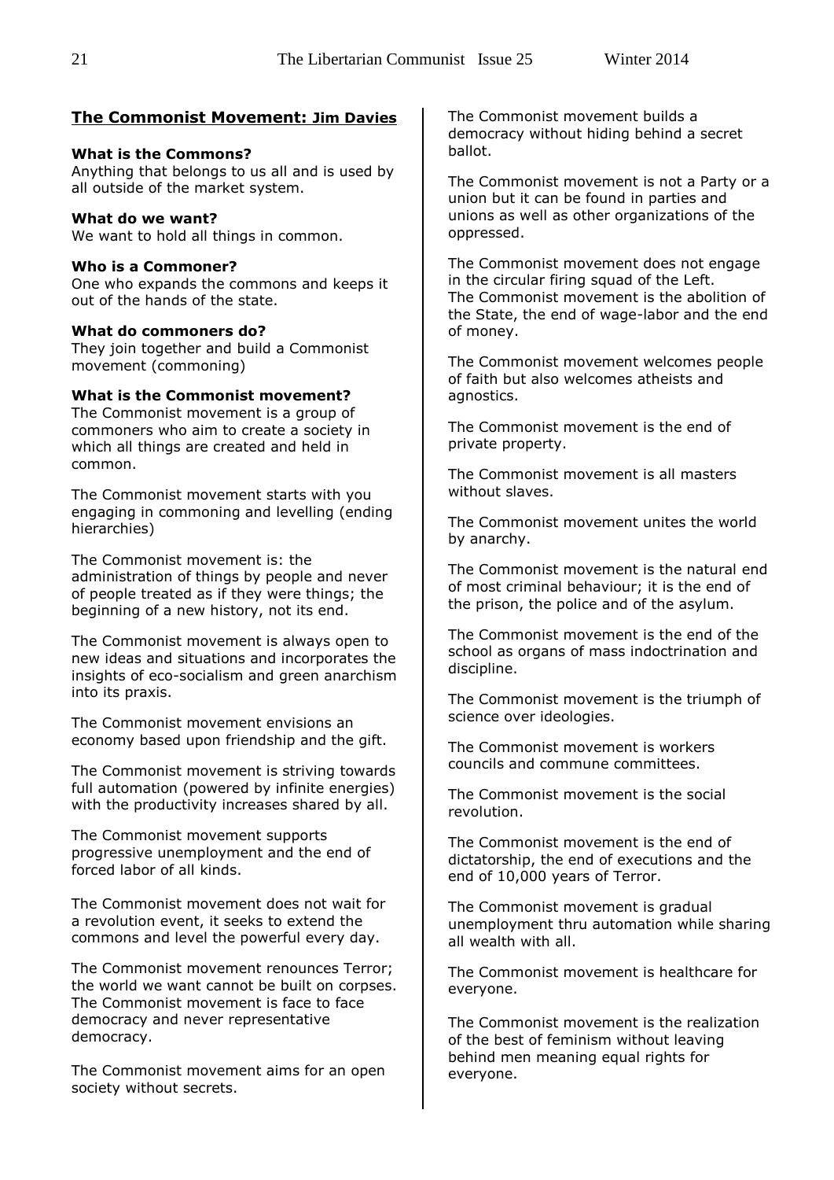## The Commonist Movement: Jim Davies

**What is the Commons?**
Anything that belongs to us all and is used by all outside of the market system.

**What do we want?**
We want to hold all things in common.

**Who is a Commoner?**
One who expands the commons and keeps it out of the hands of the state.

**What do commoners do?**
They join together and build a Commonist movement (commoning)

**What is the Commonist movement?**
The Commonist movement is a group of commoners who aim to create a society in which all things are created and held in common.

The Commonist movement starts with you engaging in commoning and levelling (ending hierarchies)

The Commonist movement is: the administration of things by people and never of people treated as if they were things; the beginning of a new history, not its end.

The Commonist movement is always open to new ideas and situations and incorporates the insights of eco-socialism and green anarchism into its praxis.

The Commonist movement envisions an economy based upon friendship and the gift.

The Commonist movement is striving towards full automation (powered by infinite energies) with the productivity increases shared by all.

The Commonist movement supports progressive unemployment and the end of forced labor of all kinds.

The Commonist movement does not wait for a revolution event, it seeks to extend the commons and level the powerful every day.

The Commonist movement renounces Terror; the world we want cannot be built on corpses.
The Commonist movement is face to face democracy and never representative democracy.

The Commonist movement aims for an open society without secrets.

The Commonist movement builds a democracy without hiding behind a secret ballot.

The Commonist movement is not a Party or a union but it can be found in parties and unions as well as other organizations of the oppressed.

The Commonist movement does not engage in the circular firing squad of the Left.
The Commonist movement is the abolition of the State, the end of wage-labor and the end of money.

The Commonist movement welcomes people of faith but also welcomes atheists and agnostics.

The Commonist movement is the end of private property.

The Commonist movement is all masters without slaves.

The Commonist movement unites the world by anarchy.

The Commonist movement is the natural end of most criminal behaviour; it is the end of the prison, the police and of the asylum.

The Commonist movement is the end of the school as organs of mass indoctrination and discipline.

The Commonist movement is the triumph of science over ideologies.

The Commonist movement is workers councils and commune committees.

The Commonist movement is the social revolution.

The Commonist movement is the end of dictatorship, the end of executions and the end of 10,000 years of Terror.

The Commonist movement is gradual unemployment thru automation while sharing all wealth with all.

The Commonist movement is healthcare for everyone.

The Commonist movement is the realization of the best of feminism without leaving behind men meaning equal rights for everyone.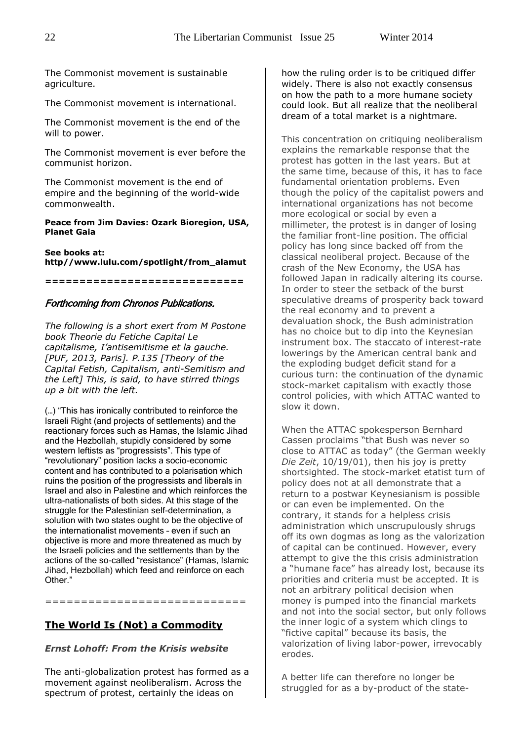The Commonist movement is sustainable agriculture.

The Commonist movement is international.

The Commonist movement is the end of the will to power.

The Commonist movement is ever before the communist horizon.

The Commonist movement is the end of empire and the beginning of the world-wide commonwealth.

**Peace from Jim Davies: Ozark Bioregion, USA, Planet Gaia**

**See books at: http//www.lulu.com/spotlight/from_alamut**

============================

## *Forthcoming from Chronos Publications.*

*The following is a short exert from M Postone book Theorie du Fetiche Capital Le capitalisme, I'antisemitisme et la gauche. [PUF, 2013, Paris]. P.135 [Theory of the Capital Fetish, Capitalism, anti-Semitism and the Left] This, is said, to have stirred things up a bit with the left.*

(…) "This has ironically contributed to reinforce the Israeli Right (and projects of settlements) and the reactionary forces such as Hamas, the Islamic Jihad and the Hezbollah, stupidly considered by some western leftists as "progressists". This type of "revolutionary" position lacks a socio-economic content and has contributed to a polarisation which ruins the position of the progressists and liberals in Israel and also in Palestine and which reinforces the ultra-nationalists of both sides. At this stage of the struggle for the Palestinian self-determination, a solution with two states ought to be the objective of the internationalist movements – even if such an objective is more and more threatened as much by the Israeli policies and the settlements than by the actions of the so-called "resistance" (Hamas, Islamic Jihad, Hezbollah) which feed and reinforce on each Other."

============================

## The World Is (Not) a Commodity

***Ernst Lohoff: From the Krisis website***

The anti-globalization protest has formed as a movement against neoliberalism. Across the spectrum of protest, certainly the ideas on how the ruling order is to be critiqued differ widely. There is also not exactly consensus on how the path to a more humane society could look. But all realize that the neoliberal dream of a total market is a nightmare.

This concentration on critiquing neoliberalism explains the remarkable response that the protest has gotten in the last years. But at the same time, because of this, it has to face fundamental orientation problems. Even though the policy of the capitalist powers and international organizations has not become more ecological or social by even a millimeter, the protest is in danger of losing the familiar front-line position. The official policy has long since backed off from the classical neoliberal project. Because of the crash of the New Economy, the USA has followed Japan in radically altering its course. In order to steer the setback of the burst speculative dreams of prosperity back toward the real economy and to prevent a devaluation shock, the Bush administration has no choice but to dip into the Keynesian instrument box. The staccato of interest-rate lowerings by the American central bank and the exploding budget deficit stand for a curious turn: the continuation of the dynamic stock-market capitalism with exactly those control policies, with which ATTAC wanted to slow it down.

When the ATTAC spokesperson Bernhard Cassen proclaims "that Bush was never so close to ATTAC as today" (the German weekly *Die Zeit*, 10/19/01), then his joy is pretty shortsighted. The stock-market etatist turn of policy does not at all demonstrate that a return to a postwar Keynesianism is possible or can even be implemented. On the contrary, it stands for a helpless crisis administration which unscrupulously shrugs off its own dogmas as long as the valorization of capital can be continued. However, every attempt to give the this crisis administration a "humane face" has already lost, because its priorities and criteria must be accepted. It is not an arbitrary political decision when money is pumped into the financial markets and not into the social sector, but only follows the inner logic of a system which clings to "fictive capital" because its basis, the valorization of living labor-power, irrevocably erodes.

A better life can therefore no longer be struggled for as a by-product of the state-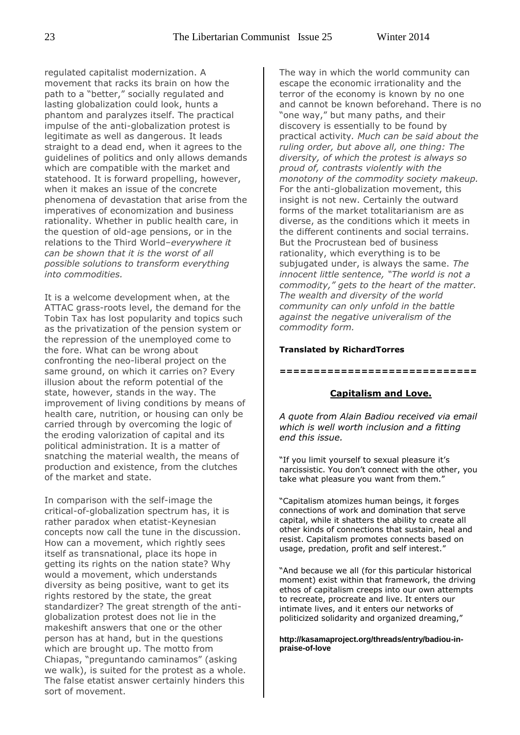regulated capitalist modernization. A movement that racks its brain on how the path to a "better," socially regulated and lasting globalization could look, hunts a phantom and paralyzes itself. The practical impulse of the anti-globalization protest is legitimate as well as dangerous. It leads straight to a dead end, when it agrees to the guidelines of politics and only allows demands which are compatible with the market and statehood. It is forward propelling, however, when it makes an issue of the concrete phenomena of devastation that arise from the imperatives of economization and business rationality. Whether in public health care, in the question of old-age pensions, or in the relations to the Third World–*everywhere it can be shown that it is the worst of all possible solutions to transform everything into commodities.*

It is a welcome development when, at the ATTAC grass-roots level, the demand for the Tobin Tax has lost popularity and topics such as the privatization of the pension system or the repression of the unemployed come to the fore. What can be wrong about confronting the neo-liberal project on the same ground, on which it carries on? Every illusion about the reform potential of the state, however, stands in the way. The improvement of living conditions by means of health care, nutrition, or housing can only be carried through by overcoming the logic of the eroding valorization of capital and its political administration. It is a matter of snatching the material wealth, the means of production and existence, from the clutches of the market and state.

In comparison with the self-image the critical-of-globalization spectrum has, it is rather paradox when etatist-Keynesian concepts now call the tune in the discussion. How can a movement, which rightly sees itself as transnational, place its hope in getting its rights on the nation state? Why would a movement, which understands diversity as being positive, want to get its rights restored by the state, the great standardizer? The great strength of the anti-globalization protest does not lie in the makeshift answers that one or the other person has at hand, but in the questions which are brought up. The motto from Chiapas, "preguntando caminamos" (asking we walk), is suited for the protest as a whole. The false etatist answer certainly hinders this sort of movement.

The way in which the world community can escape the economic irrationality and the terror of the economy is known by no one and cannot be known beforehand. There is no "one way," but many paths, and their discovery is essentially to be found by practical activity. *Much can be said about the ruling order, but above all, one thing: The diversity, of which the protest is always so proud of, contrasts violently with the monotony of the commodity society makeup.* For the anti-globalization movement, this insight is not new. Certainly the outward forms of the market totalitarianism are as diverse, as the conditions which it meets in the different continents and social terrains. But the Procrustean bed of business rationality, which everything is to be subjugated under, is always the same. *The innocent little sentence, "The world is not a commodity," gets to the heart of the matter. The wealth and diversity of the world community can only unfold in the battle against the negative univeralism of the commodity form.*

**Translated by RichardTorres**

============================

## Capitalism and Love.

*A quote from Alain Badiou received via email which is well worth inclusion and a fitting end this issue.*

"If you limit yourself to sexual pleasure it's narcissistic. You don't connect with the other, you take what pleasure you want from them."

"Capitalism atomizes human beings, it forges connections of work and domination that serve capital, while it shatters the ability to create all other kinds of connections that sustain, heal and resist. Capitalism promotes connects based on usage, predation, profit and self interest."

"And because we all (for this particular historical moment) exist within that framework, the driving ethos of capitalism creeps into our own attempts to recreate, procreate and live. It enters our intimate lives, and it enters our networks of politicized solidarity and organized dreaming,"

**http://kasamaproject.org/threads/entry/badiou-in-praise-of-love**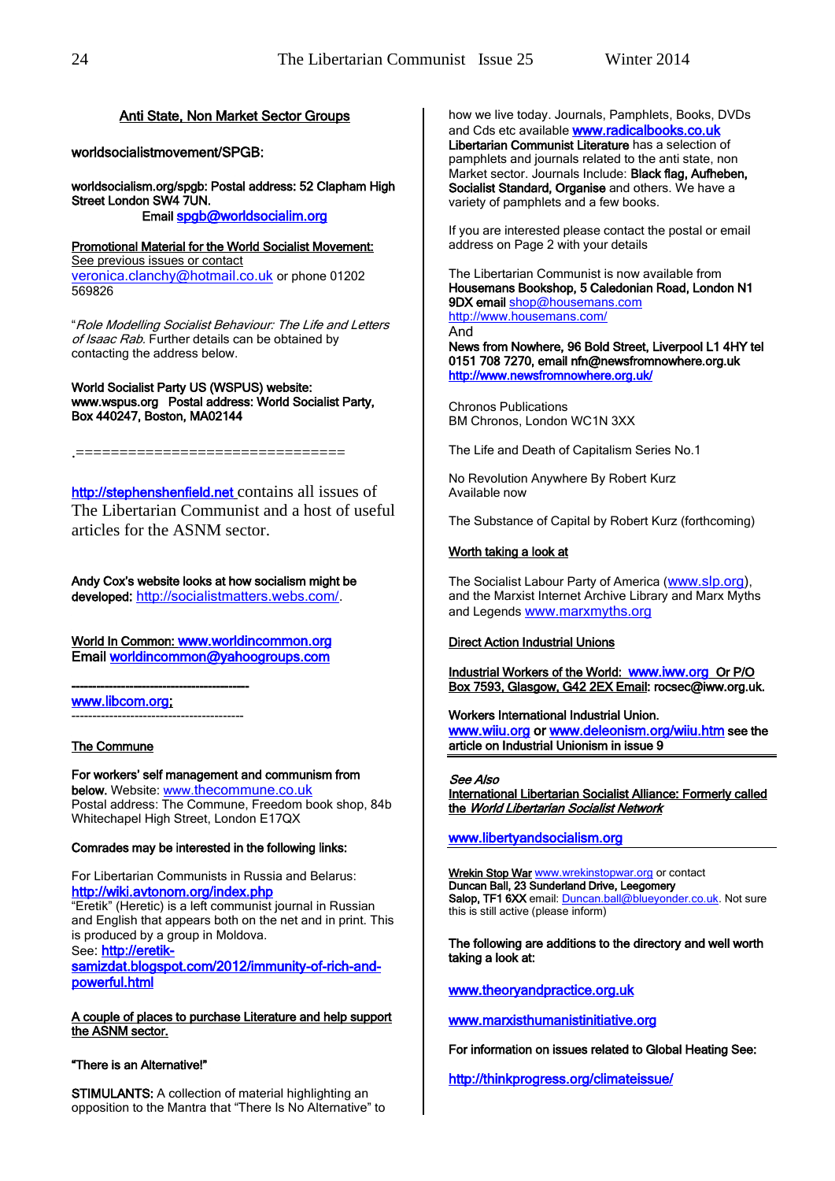## Anti State, Non Market Sector Groups

**worldsocialistmovement/SPGB:**

**worldsocialism.org/spgb: Postal address: 52 Clapham High Street London SW4 7UN.**
**Email spgb@worldsocialim.org**

Promotional Material for the World Socialist Movement:
See previous issues or contact veronica.clanchy@hotmail.co.uk or phone 01202 569826

"*Role Modelling Socialist Behaviour: The Life and Letters of Isaac Rab.* Further details can be obtained by contacting the address below.

**World Socialist Party US (WSPUS) website: www.wspus.org Postal address: World Socialist Party, Box 440247, Boston, MA02144**

.==============================

http://stephenshenfield.net contains all issues of The Libertarian Communist and a host of useful articles for the ASNM sector.

**Andy Cox's website looks at how socialism might be developed:** http://socialistmatters.webs.com/.

**World In Common: www.worldincommon.org**
**Email worldincommon@yahoogroups.com**

---

**www.libcom.org;**

---

**The Commune**

**For workers' self management and communism from below.** Website: www.thecommune.co.uk
Postal address: The Commune, Freedom book shop, 84b Whitechapel High Street, London E17QX

**Comrades may be interested in the following links:**

For Libertarian Communists in Russia and Belarus: **http://wiki.avtonom.org/index.php**
"Eretik" (Heretic) is a left communist journal in Russian and English that appears both on the net and in print. This is produced by a group in Moldova.
See: **http://eretik-samizdat.blogspot.com/2012/immunity-of-rich-and-powerful.html**

**A couple of places to purchase Literature and help support the ASNM sector.**

**"There is an Alternative!"**

**STIMULANTS:** A collection of material highlighting an opposition to the Mantra that "There Is No Alternative" to how we live today. Journals, Pamphlets, Books, DVDs and Cds etc available **www.radicalbooks.co.uk**
**Libertarian Communist Literature** has a selection of pamphlets and journals related to the anti state, non Market sector. Journals Include: **Black flag, Aufheben, Socialist Standard, Organise** and others. We have a variety of pamphlets and a few books.

If you are interested please contact the postal or email address on Page 2 with your details

The Libertarian Communist is now available from **Housemans Bookshop, 5 Caledonian Road, London N1 9DX email** shop@housemans.com http://www.housemans.com/
And
**News from Nowhere, 96 Bold Street, Liverpool L1 4HY tel 0151 708 7270, email nfn@newsfromnowhere.org.uk http://www.newsfromnowhere.org.uk/**

Chronos Publications
BM Chronos, London WC1N 3XX

The Life and Death of Capitalism Series No.1

No Revolution Anywhere By Robert Kurz
Available now

The Substance of Capital by Robert Kurz (forthcoming)

**Worth taking a look at**

The Socialist Labour Party of America (www.slp.org), and the Marxist Internet Archive Library and Marx Myths and Legends www.marxmyths.org

**Direct Action Industrial Unions**

**Industrial Workers of the World: www.iww.org Or P/O Box 7593, Glasgow, G42 2EX Email: rocsec@iww.org.uk.**

**Workers International Industrial Union.**
**www.wiiu.org or www.deleonism.org/wiiu.htm see the article on Industrial Unionism in issue 9**

---

***See Also***
***International Libertarian Socialist Alliance: Formerly called the World Libertarian Socialist Network***

**www.libertyandsocialism.org**

---

**Wrekin Stop War** www.wrekinstopwar.org or contact **Duncan Ball, 23 Sunderland Drive, Leegomery Salop, TF1 6XX** email: Duncan.ball@blueyonder.co.uk. Not sure this is still active (please inform)

**The following are additions to the directory and well worth taking a look at:**

**www.theoryandpractice.org.uk**

**www.marxisthumanistinitiative.org**

**For information on issues related to Global Heating See:**

**http://thinkprogress.org/climateissue/**